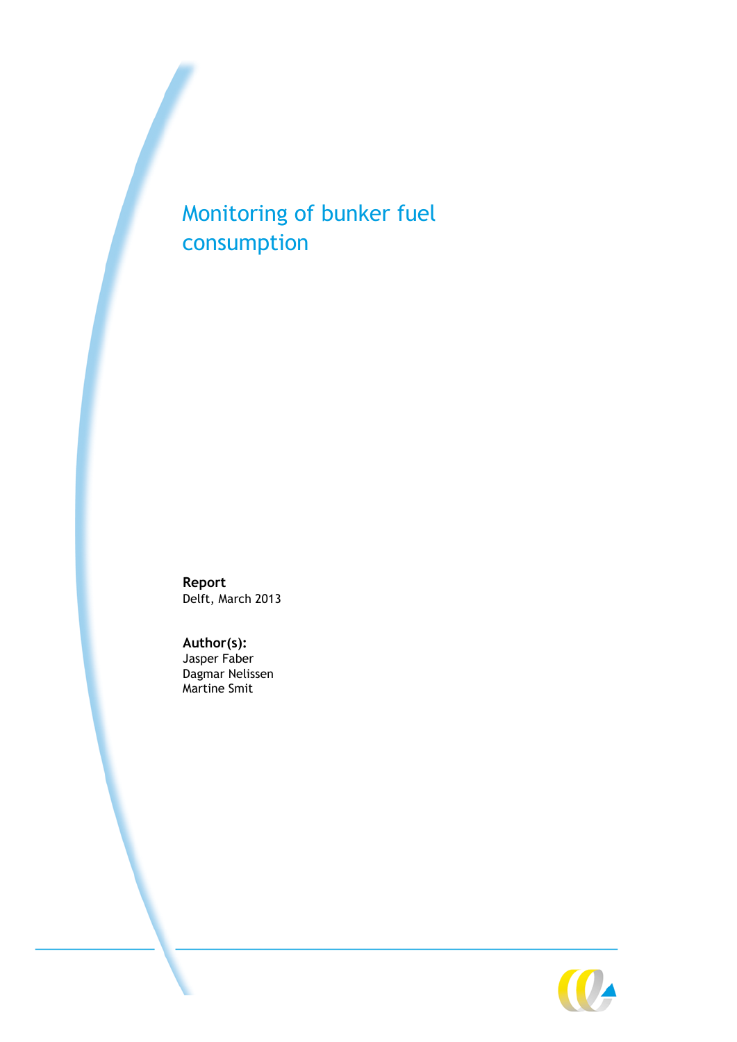# Monitoring of bunker fuel consumption

**Report**
Delft, March 2013

**Author(s):**
Jasper Faber
Dagmar Nelissen
Martine Smit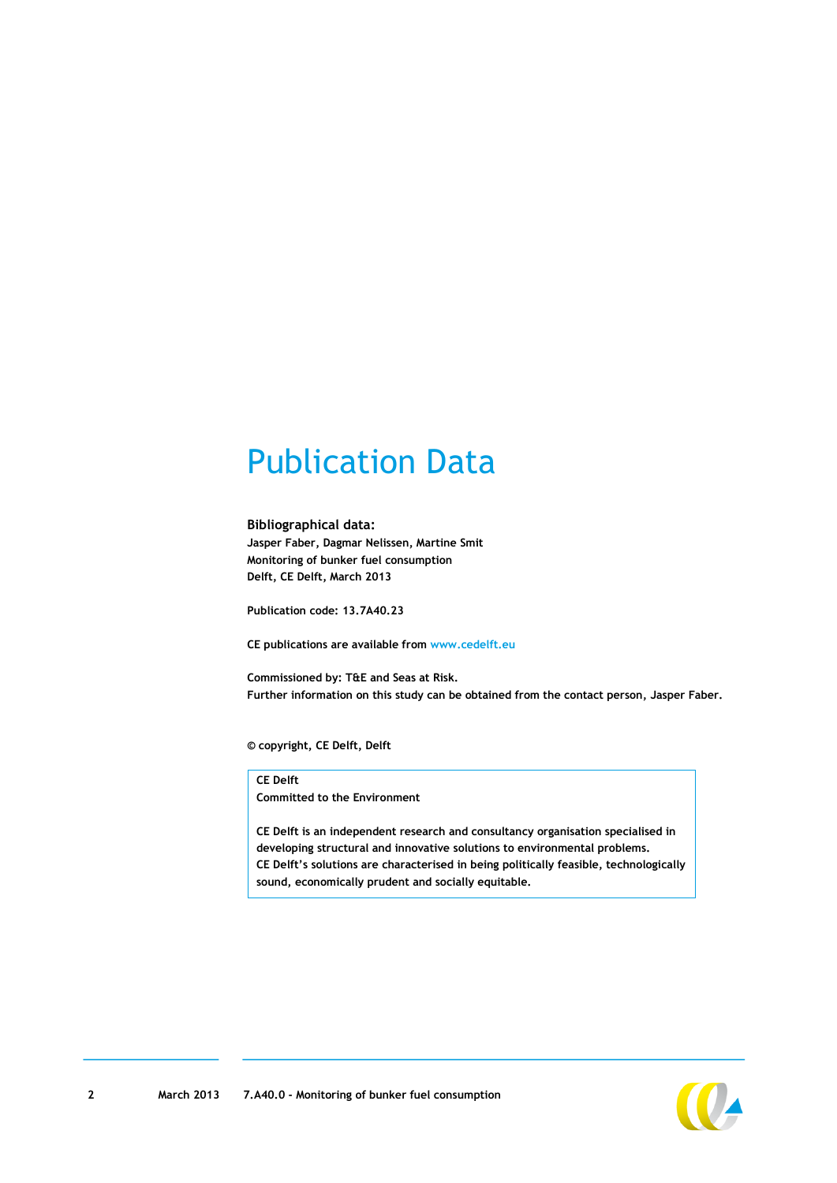# Publication Data

**Bibliographical data:**

**Jasper Faber, Dagmar Nelissen, Martine Smit**
**Monitoring of bunker fuel consumption**
**Delft, CE Delft, March 2013**

**Publication code: 13.7A40.23**

**CE publications are available from www.cedelft.eu**

**Commissioned by: T&E and Seas at Risk.**
**Further information on this study can be obtained from the contact person, Jasper Faber.**

**© copyright, CE Delft, Delft**

> **CE Delft**
> **Committed to the Environment**
>
> **CE Delft is an independent research and consultancy organisation specialised in developing structural and innovative solutions to environmental problems.**
> **CE Delft's solutions are characterised in being politically feasible, technologically sound, economically prudent and socially equitable.**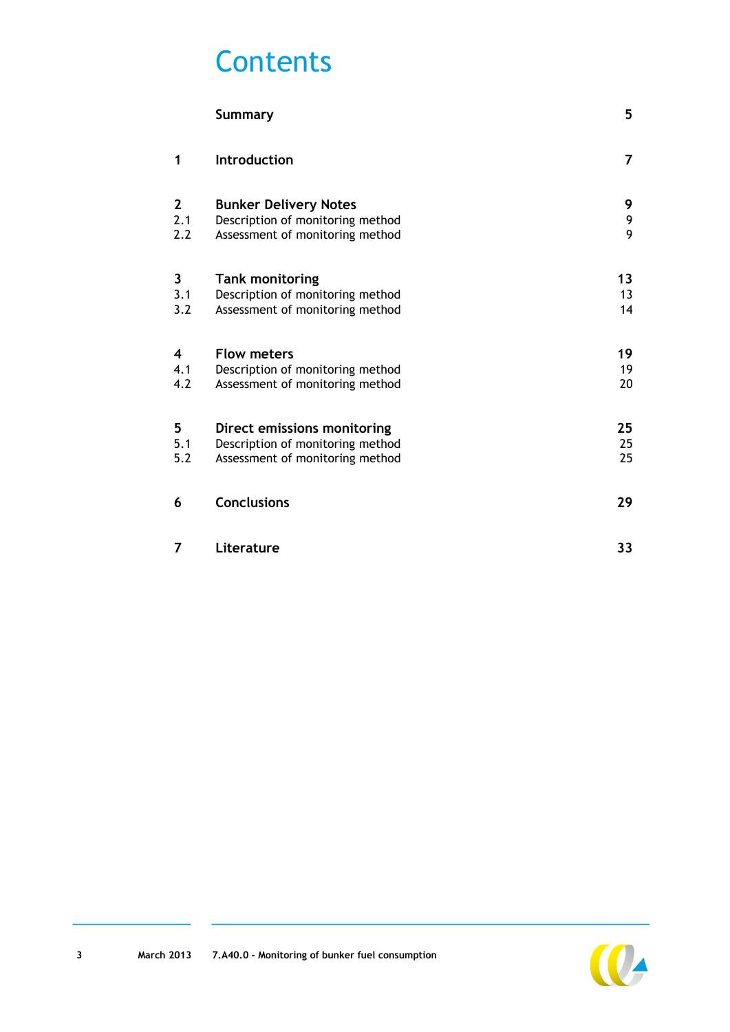# Contents

| | | |
|---|---|---|
| | **Summary** | **5** |
| **1** | **Introduction** | **7** |
| **2** | **Bunker Delivery Notes** | **9** |
| 2.1 | Description of monitoring method | 9 |
| 2.2 | Assessment of monitoring method | 9 |
| **3** | **Tank monitoring** | **13** |
| 3.1 | Description of monitoring method | 13 |
| 3.2 | Assessment of monitoring method | 14 |
| **4** | **Flow meters** | **19** |
| 4.1 | Description of monitoring method | 19 |
| 4.2 | Assessment of monitoring method | 20 |
| **5** | **Direct emissions monitoring** | **25** |
| 5.1 | Description of monitoring method | 25 |
| 5.2 | Assessment of monitoring method | 25 |
| **6** | **Conclusions** | **29** |
| **7** | **Literature** | **33** |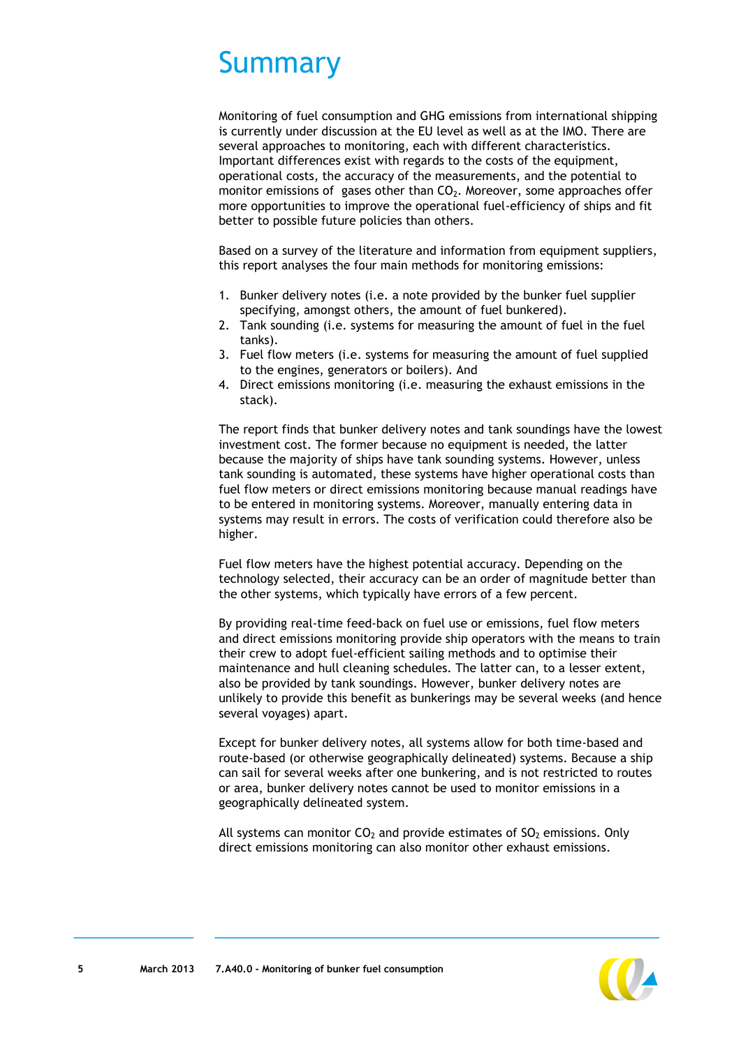# Summary

Monitoring of fuel consumption and GHG emissions from international shipping is currently under discussion at the EU level as well as at the IMO. There are several approaches to monitoring, each with different characteristics. Important differences exist with regards to the costs of the equipment, operational costs, the accuracy of the measurements, and the potential to monitor emissions of gases other than $CO_2$. Moreover, some approaches offer more opportunities to improve the operational fuel-efficiency of ships and fit better to possible future policies than others.

Based on a survey of the literature and information from equipment suppliers, this report analyses the four main methods for monitoring emissions:

1. Bunker delivery notes (i.e. a note provided by the bunker fuel supplier specifying, amongst others, the amount of fuel bunkered).
2. Tank sounding (i.e. systems for measuring the amount of fuel in the fuel tanks).
3. Fuel flow meters (i.e. systems for measuring the amount of fuel supplied to the engines, generators or boilers). And
4. Direct emissions monitoring (i.e. measuring the exhaust emissions in the stack).

The report finds that bunker delivery notes and tank soundings have the lowest investment cost. The former because no equipment is needed, the latter because the majority of ships have tank sounding systems. However, unless tank sounding is automated, these systems have higher operational costs than fuel flow meters or direct emissions monitoring because manual readings have to be entered in monitoring systems. Moreover, manually entering data in systems may result in errors. The costs of verification could therefore also be higher.

Fuel flow meters have the highest potential accuracy. Depending on the technology selected, their accuracy can be an order of magnitude better than the other systems, which typically have errors of a few percent.

By providing real-time feed-back on fuel use or emissions, fuel flow meters and direct emissions monitoring provide ship operators with the means to train their crew to adopt fuel-efficient sailing methods and to optimise their maintenance and hull cleaning schedules. The latter can, to a lesser extent, also be provided by tank soundings. However, bunker delivery notes are unlikely to provide this benefit as bunkerings may be several weeks (and hence several voyages) apart.

Except for bunker delivery notes, all systems allow for both time-based and route-based (or otherwise geographically delineated) systems. Because a ship can sail for several weeks after one bunkering, and is not restricted to routes or area, bunker delivery notes cannot be used to monitor emissions in a geographically delineated system.

All systems can monitor $CO_2$ and provide estimates of $SO_2$ emissions. Only direct emissions monitoring can also monitor other exhaust emissions.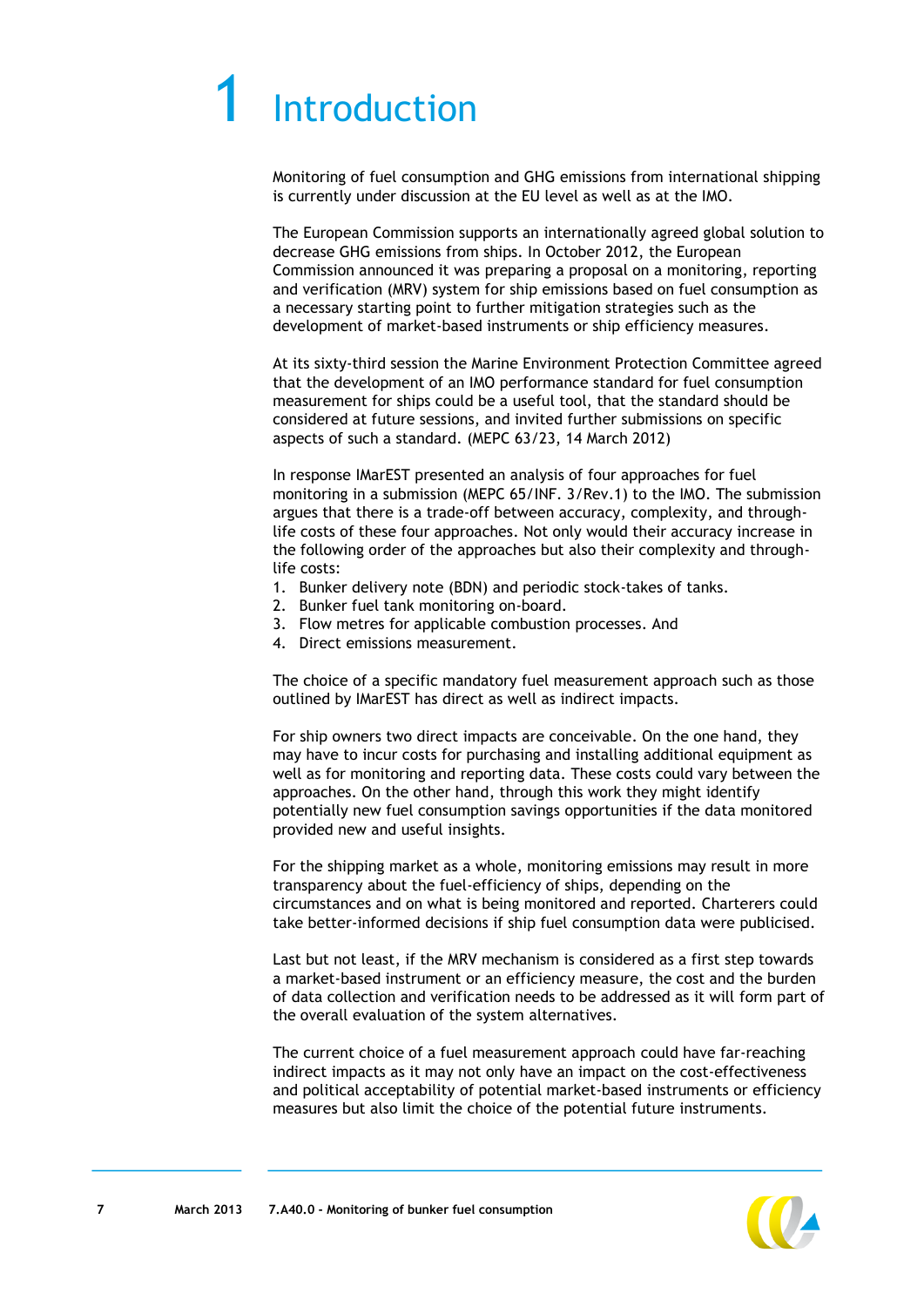# 1 Introduction

Monitoring of fuel consumption and GHG emissions from international shipping is currently under discussion at the EU level as well as at the IMO.

The European Commission supports an internationally agreed global solution to decrease GHG emissions from ships. In October 2012, the European Commission announced it was preparing a proposal on a monitoring, reporting and verification (MRV) system for ship emissions based on fuel consumption as a necessary starting point to further mitigation strategies such as the development of market-based instruments or ship efficiency measures.

At its sixty-third session the Marine Environment Protection Committee agreed that the development of an IMO performance standard for fuel consumption measurement for ships could be a useful tool, that the standard should be considered at future sessions, and invited further submissions on specific aspects of such a standard. (MEPC 63/23, 14 March 2012)

In response IMarEST presented an analysis of four approaches for fuel monitoring in a submission (MEPC 65/INF. 3/Rev.1) to the IMO. The submission argues that there is a trade-off between accuracy, complexity, and through-life costs of these four approaches. Not only would their accuracy increase in the following order of the approaches but also their complexity and through-life costs:

1. Bunker delivery note (BDN) and periodic stock-takes of tanks.
2. Bunker fuel tank monitoring on-board.
3. Flow metres for applicable combustion processes. And
4. Direct emissions measurement.

The choice of a specific mandatory fuel measurement approach such as those outlined by IMarEST has direct as well as indirect impacts.

For ship owners two direct impacts are conceivable. On the one hand, they may have to incur costs for purchasing and installing additional equipment as well as for monitoring and reporting data. These costs could vary between the approaches. On the other hand, through this work they might identify potentially new fuel consumption savings opportunities if the data monitored provided new and useful insights.

For the shipping market as a whole, monitoring emissions may result in more transparency about the fuel-efficiency of ships, depending on the circumstances and on what is being monitored and reported. Charterers could take better-informed decisions if ship fuel consumption data were publicised.

Last but not least, if the MRV mechanism is considered as a first step towards a market-based instrument or an efficiency measure, the cost and the burden of data collection and verification needs to be addressed as it will form part of the overall evaluation of the system alternatives.

The current choice of a fuel measurement approach could have far-reaching indirect impacts as it may not only have an impact on the cost-effectiveness and political acceptability of potential market-based instruments or efficiency measures but also limit the choice of the potential future instruments.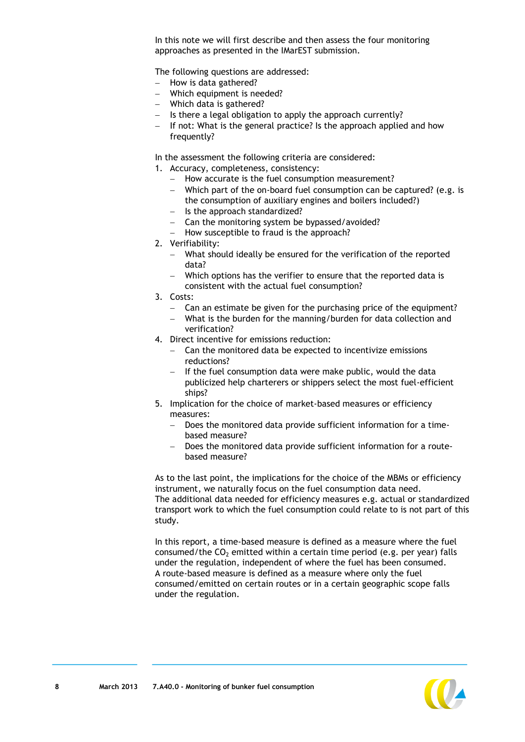In this note we will first describe and then assess the four monitoring approaches as presented in the IMarEST submission.

The following questions are addressed:
- How is data gathered?
- Which equipment is needed?
- Which data is gathered?
- Is there a legal obligation to apply the approach currently?
- If not: What is the general practice? Is the approach applied and how frequently?

In the assessment the following criteria are considered:
1. Accuracy, completeness, consistency:
   - How accurate is the fuel consumption measurement?
   - Which part of the on-board fuel consumption can be captured? (e.g. is the consumption of auxiliary engines and boilers included?)
   - Is the approach standardized?
   - Can the monitoring system be bypassed/avoided?
   - How susceptible to fraud is the approach?
2. Verifiability:
   - What should ideally be ensured for the verification of the reported data?
   - Which options has the verifier to ensure that the reported data is consistent with the actual fuel consumption?
3. Costs:
   - Can an estimate be given for the purchasing price of the equipment?
   - What is the burden for the manning/burden for data collection and verification?
4. Direct incentive for emissions reduction:
   - Can the monitored data be expected to incentivize emissions reductions?
   - If the fuel consumption data were make public, would the data publicized help charterers or shippers select the most fuel-efficient ships?
5. Implication for the choice of market-based measures or efficiency measures:
   - Does the monitored data provide sufficient information for a time-based measure?
   - Does the monitored data provide sufficient information for a route-based measure?

As to the last point, the implications for the choice of the MBMs or efficiency instrument, we naturally focus on the fuel consumption data need. The additional data needed for efficiency measures e.g. actual or standardized transport work to which the fuel consumption could relate to is not part of this study.

In this report, a time-based measure is defined as a measure where the fuel consumed/the $CO_2$ emitted within a certain time period (e.g. per year) falls under the regulation, independent of where the fuel has been consumed. A route-based measure is defined as a measure where only the fuel consumed/emitted on certain routes or in a certain geographic scope falls under the regulation.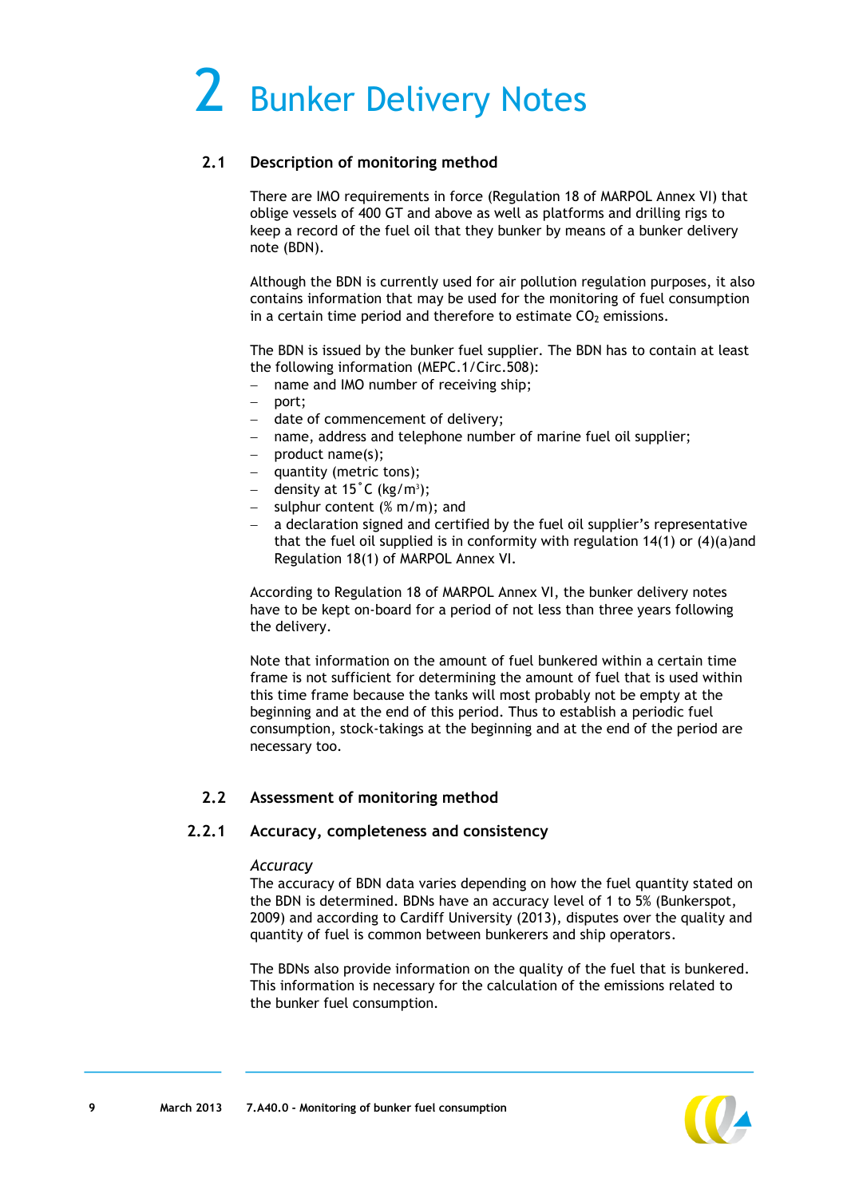# 2 Bunker Delivery Notes

## 2.1 Description of monitoring method

There are IMO requirements in force (Regulation 18 of MARPOL Annex VI) that oblige vessels of 400 GT and above as well as platforms and drilling rigs to keep a record of the fuel oil that they bunker by means of a bunker delivery note (BDN).

Although the BDN is currently used for air pollution regulation purposes, it also contains information that may be used for the monitoring of fuel consumption in a certain time period and therefore to estimate $CO_2$ emissions.

The BDN is issued by the bunker fuel supplier. The BDN has to contain at least the following information (MEPC.1/Circ.508):

- name and IMO number of receiving ship;
- port;
- date of commencement of delivery;
- name, address and telephone number of marine fuel oil supplier;
- product name(s);
- quantity (metric tons);
- density at 15˚C (kg/m$^3$);
- sulphur content (% m/m); and
- a declaration signed and certified by the fuel oil supplier's representative that the fuel oil supplied is in conformity with regulation 14(1) or (4)(a)and Regulation 18(1) of MARPOL Annex VI.

According to Regulation 18 of MARPOL Annex VI, the bunker delivery notes have to be kept on-board for a period of not less than three years following the delivery.

Note that information on the amount of fuel bunkered within a certain time frame is not sufficient for determining the amount of fuel that is used within this time frame because the tanks will most probably not be empty at the beginning and at the end of this period. Thus to establish a periodic fuel consumption, stock-takings at the beginning and at the end of the period are necessary too.

## 2.2 Assessment of monitoring method

### 2.2.1 Accuracy, completeness and consistency

*Accuracy*

The accuracy of BDN data varies depending on how the fuel quantity stated on the BDN is determined. BDNs have an accuracy level of 1 to 5% (Bunkerspot, 2009) and according to Cardiff University (2013), disputes over the quality and quantity of fuel is common between bunkerers and ship operators.

The BDNs also provide information on the quality of the fuel that is bunkered. This information is necessary for the calculation of the emissions related to the bunker fuel consumption.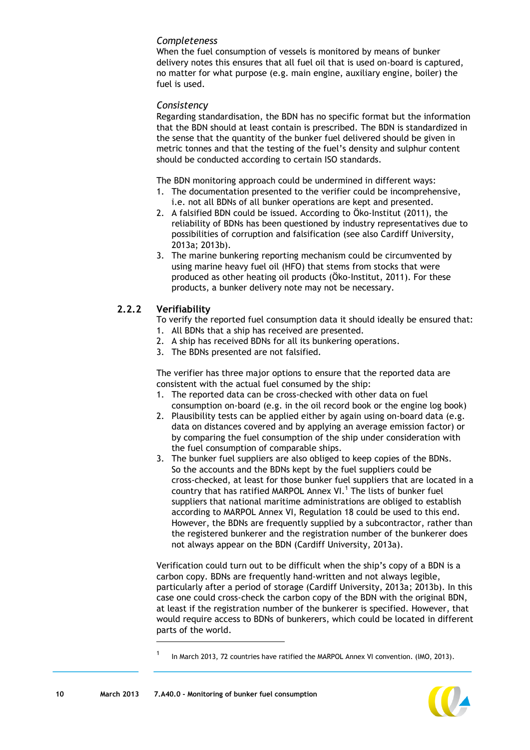*Completeness*
When the fuel consumption of vessels is monitored by means of bunker delivery notes this ensures that all fuel oil that is used on-board is captured, no matter for what purpose (e.g. main engine, auxiliary engine, boiler) the fuel is used.

*Consistency*
Regarding standardisation, the BDN has no specific format but the information that the BDN should at least contain is prescribed. The BDN is standardized in the sense that the quantity of the bunker fuel delivered should be given in metric tonnes and that the testing of the fuel's density and sulphur content should be conducted according to certain ISO standards.

The BDN monitoring approach could be undermined in different ways:
1. The documentation presented to the verifier could be incomprehensive, i.e. not all BDNs of all bunker operations are kept and presented.
2. A falsified BDN could be issued. According to Öko-Institut (2011), the reliability of BDNs has been questioned by industry representatives due to possibilities of corruption and falsification (see also Cardiff University, 2013a; 2013b).
3. The marine bunkering reporting mechanism could be circumvented by using marine heavy fuel oil (HFO) that stems from stocks that were produced as other heating oil products (Öko-Institut, 2011). For these products, a bunker delivery note may not be necessary.

### 2.2.2 Verifiability

To verify the reported fuel consumption data it should ideally be ensured that:
1. All BDNs that a ship has received are presented.
2. A ship has received BDNs for all its bunkering operations.
3. The BDNs presented are not falsified.

The verifier has three major options to ensure that the reported data are consistent with the actual fuel consumed by the ship:
1. The reported data can be cross-checked with other data on fuel consumption on-board (e.g. in the oil record book or the engine log book)
2. Plausibility tests can be applied either by again using on-board data (e.g. data on distances covered and by applying an average emission factor) or by comparing the fuel consumption of the ship under consideration with the fuel consumption of comparable ships.
3. The bunker fuel suppliers are also obliged to keep copies of the BDNs. So the accounts and the BDNs kept by the fuel suppliers could be cross-checked, at least for those bunker fuel suppliers that are located in a country that has ratified MARPOL Annex VI.[1] The lists of bunker fuel suppliers that national maritime administrations are obliged to establish according to MARPOL Annex VI, Regulation 18 could be used to this end. However, the BDNs are frequently supplied by a subcontractor, rather than the registered bunkerer and the registration number of the bunkerer does not always appear on the BDN (Cardiff University, 2013a).

Verification could turn out to be difficult when the ship's copy of a BDN is a carbon copy. BDNs are frequently hand-written and not always legible, particularly after a period of storage (Cardiff University, 2013a; 2013b). In this case one could cross-check the carbon copy of the BDN with the original BDN, at least if the registration number of the bunkerer is specified. However, that would require access to BDNs of bunkerers, which could be located in different parts of the world.

---

[1] In March 2013, 72 countries have ratified the MARPOL Annex VI convention. (IMO, 2013).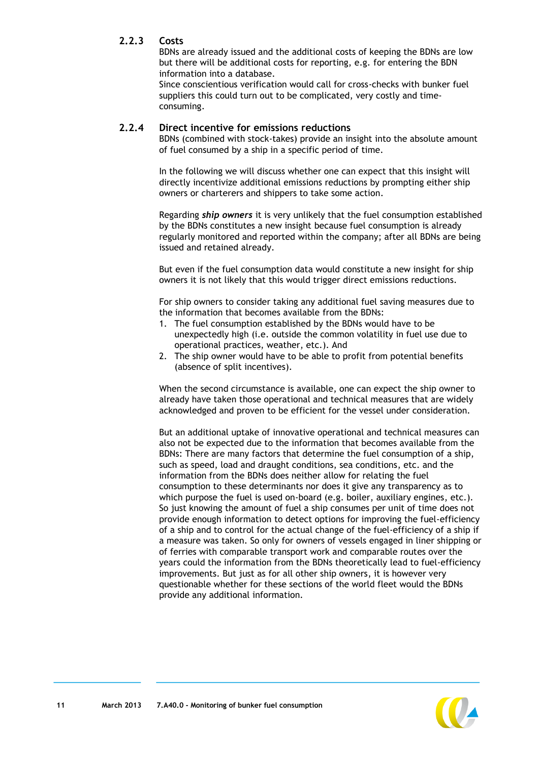### 2.2.3 Costs

BDNs are already issued and the additional costs of keeping the BDNs are low but there will be additional costs for reporting, e.g. for entering the BDN information into a database.
Since conscientious verification would call for cross-checks with bunker fuel suppliers this could turn out to be complicated, very costly and time-consuming.

### 2.2.4 Direct incentive for emissions reductions

BDNs (combined with stock-takes) provide an insight into the absolute amount of fuel consumed by a ship in a specific period of time.

In the following we will discuss whether one can expect that this insight will directly incentivize additional emissions reductions by prompting either ship owners or charterers and shippers to take some action.

Regarding ***ship owners*** it is very unlikely that the fuel consumption established by the BDNs constitutes a new insight because fuel consumption is already regularly monitored and reported within the company; after all BDNs are being issued and retained already.

But even if the fuel consumption data would constitute a new insight for ship owners it is not likely that this would trigger direct emissions reductions.

For ship owners to consider taking any additional fuel saving measures due to the information that becomes available from the BDNs:

1. The fuel consumption established by the BDNs would have to be unexpectedly high (i.e. outside the common volatility in fuel use due to operational practices, weather, etc.). And
2. The ship owner would have to be able to profit from potential benefits (absence of split incentives).

When the second circumstance is available, one can expect the ship owner to already have taken those operational and technical measures that are widely acknowledged and proven to be efficient for the vessel under consideration.

But an additional uptake of innovative operational and technical measures can also not be expected due to the information that becomes available from the BDNs: There are many factors that determine the fuel consumption of a ship, such as speed, load and draught conditions, sea conditions, etc. and the information from the BDNs does neither allow for relating the fuel consumption to these determinants nor does it give any transparency as to which purpose the fuel is used on-board (e.g. boiler, auxiliary engines, etc.). So just knowing the amount of fuel a ship consumes per unit of time does not provide enough information to detect options for improving the fuel-efficiency of a ship and to control for the actual change of the fuel-efficiency of a ship if a measure was taken. So only for owners of vessels engaged in liner shipping or of ferries with comparable transport work and comparable routes over the years could the information from the BDNs theoretically lead to fuel-efficiency improvements. But just as for all other ship owners, it is however very questionable whether for these sections of the world fleet would the BDNs provide any additional information.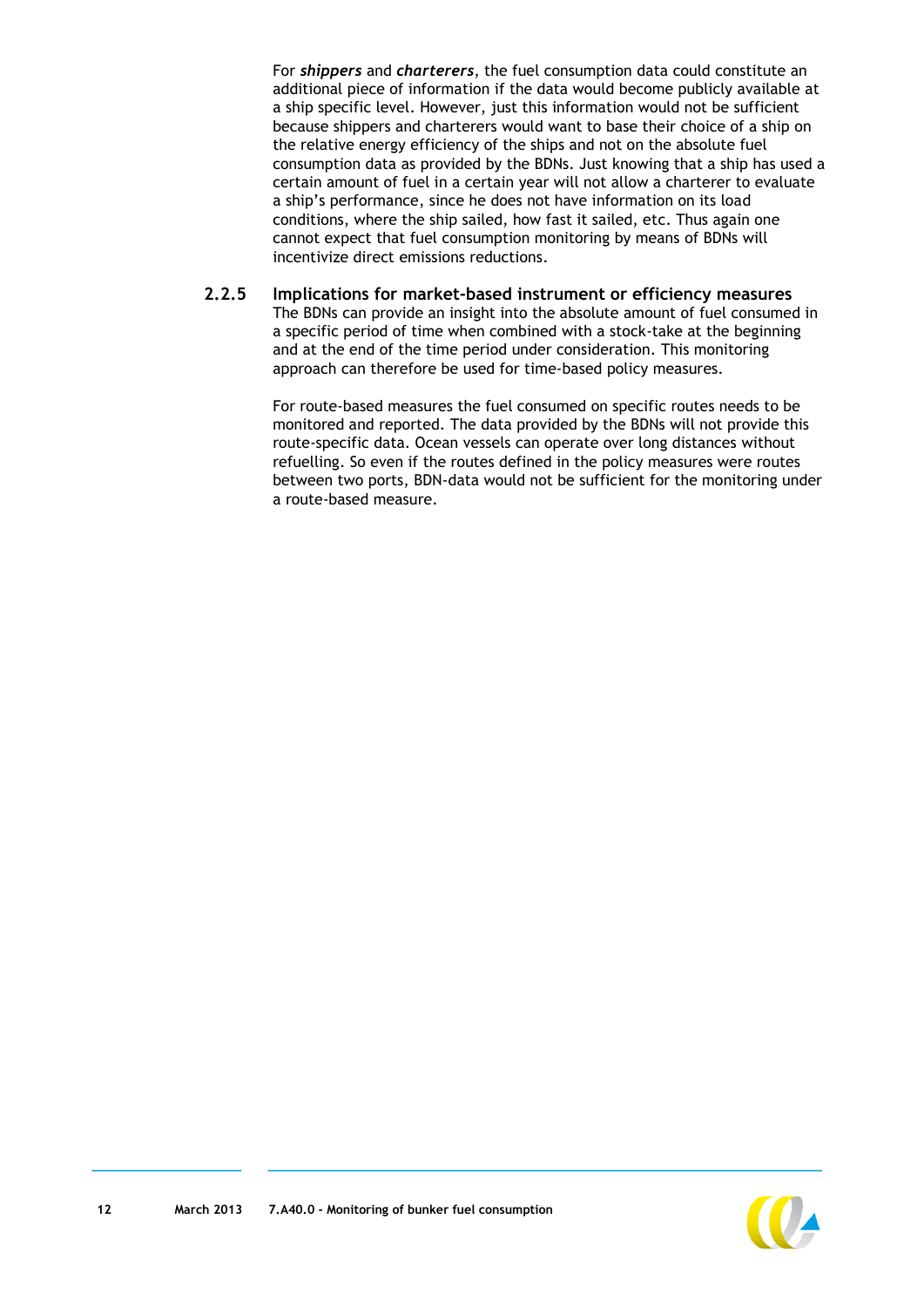For ***shippers*** and ***charterers***, the fuel consumption data could constitute an additional piece of information if the data would become publicly available at a ship specific level. However, just this information would not be sufficient because shippers and charterers would want to base their choice of a ship on the relative energy efficiency of the ships and not on the absolute fuel consumption data as provided by the BDNs. Just knowing that a ship has used a certain amount of fuel in a certain year will not allow a charterer to evaluate a ship's performance, since he does not have information on its load conditions, where the ship sailed, how fast it sailed, etc. Thus again one cannot expect that fuel consumption monitoring by means of BDNs will incentivize direct emissions reductions.

### 2.2.5 Implications for market-based instrument or efficiency measures

The BDNs can provide an insight into the absolute amount of fuel consumed in a specific period of time when combined with a stock-take at the beginning and at the end of the time period under consideration. This monitoring approach can therefore be used for time-based policy measures.

For route-based measures the fuel consumed on specific routes needs to be monitored and reported. The data provided by the BDNs will not provide this route-specific data. Ocean vessels can operate over long distances without refuelling. So even if the routes defined in the policy measures were routes between two ports, BDN-data would not be sufficient for the monitoring under a route-based measure.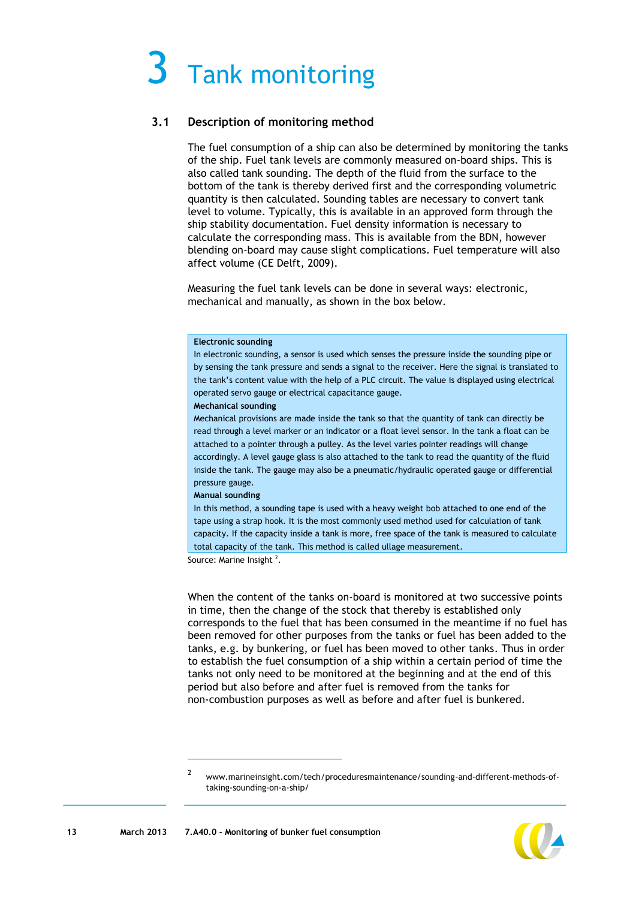# 3 Tank monitoring

## 3.1 Description of monitoring method

The fuel consumption of a ship can also be determined by monitoring the tanks of the ship. Fuel tank levels are commonly measured on-board ships. This is also called tank sounding. The depth of the fluid from the surface to the bottom of the tank is thereby derived first and the corresponding volumetric quantity is then calculated. Sounding tables are necessary to convert tank level to volume. Typically, this is available in an approved form through the ship stability documentation. Fuel density information is necessary to calculate the corresponding mass. This is available from the BDN, however blending on-board may cause slight complications. Fuel temperature will also affect volume (CE Delft, 2009).

Measuring the fuel tank levels can be done in several ways: electronic, mechanical and manually, as shown in the box below.

**Electronic sounding**
In electronic sounding, a sensor is used which senses the pressure inside the sounding pipe or by sensing the tank pressure and sends a signal to the receiver. Here the signal is translated to the tank's content value with the help of a PLC circuit. The value is displayed using electrical operated servo gauge or electrical capacitance gauge.

**Mechanical sounding**
Mechanical provisions are made inside the tank so that the quantity of tank can directly be read through a level marker or an indicator or a float level sensor. In the tank a float can be attached to a pointer through a pulley. As the level varies pointer readings will change accordingly. A level gauge glass is also attached to the tank to read the quantity of the fluid inside the tank. The gauge may also be a pneumatic/hydraulic operated gauge or differential pressure gauge.

**Manual sounding**
In this method, a sounding tape is used with a heavy weight bob attached to one end of the tape using a strap hook. It is the most commonly used method used for calculation of tank capacity. If the capacity inside a tank is more, free space of the tank is measured to calculate total capacity of the tank. This method is called ullage measurement.

Source: Marine Insight [2].

When the content of the tanks on-board is monitored at two successive points in time, then the change of the stock that thereby is established only corresponds to the fuel that has been consumed in the meantime if no fuel has been removed for other purposes from the tanks or fuel has been added to the tanks, e.g. by bunkering, or fuel has been moved to other tanks. Thus in order to establish the fuel consumption of a ship within a certain period of time the tanks not only need to be monitored at the beginning and at the end of this period but also before and after fuel is removed from the tanks for non-combustion purposes as well as before and after fuel is bunkered.

[2] www.marineinsight.com/tech/proceduresmaintenance/sounding-and-different-methods-of-taking-sounding-on-a-ship/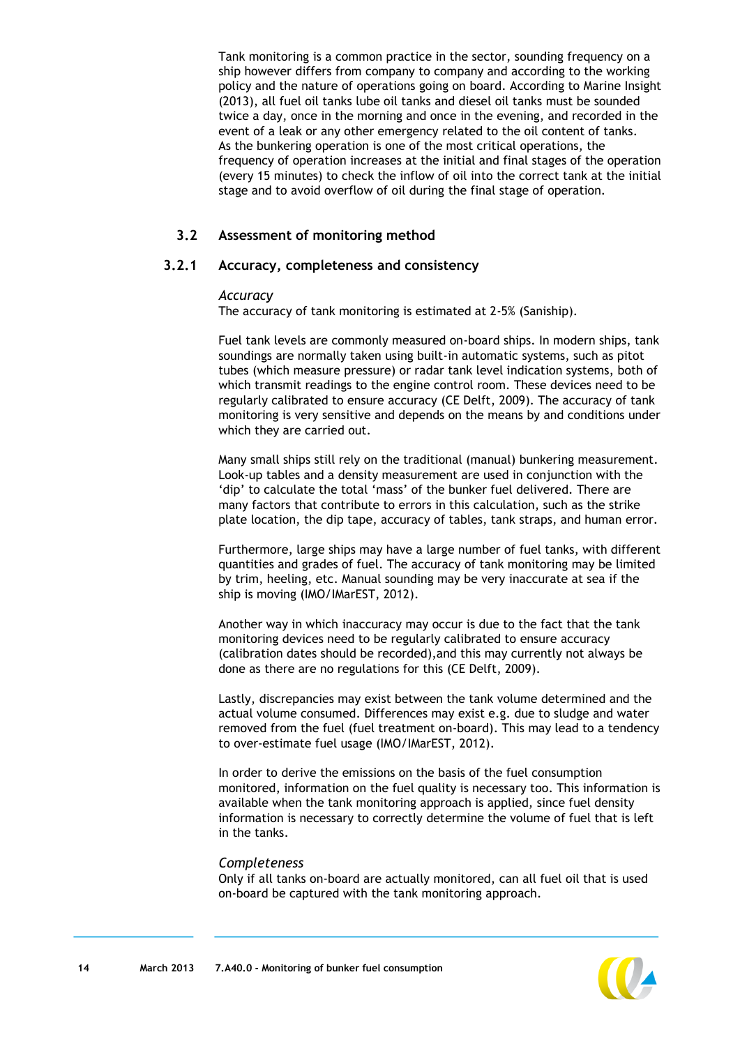Tank monitoring is a common practice in the sector, sounding frequency on a ship however differs from company to company and according to the working policy and the nature of operations going on board. According to Marine Insight (2013), all fuel oil tanks lube oil tanks and diesel oil tanks must be sounded twice a day, once in the morning and once in the evening, and recorded in the event of a leak or any other emergency related to the oil content of tanks. As the bunkering operation is one of the most critical operations, the frequency of operation increases at the initial and final stages of the operation (every 15 minutes) to check the inflow of oil into the correct tank at the initial stage and to avoid overflow of oil during the final stage of operation.

## 3.2 Assessment of monitoring method

### 3.2.1 Accuracy, completeness and consistency

*Accuracy*

The accuracy of tank monitoring is estimated at 2-5% (Saniship).

Fuel tank levels are commonly measured on-board ships. In modern ships, tank soundings are normally taken using built-in automatic systems, such as pitot tubes (which measure pressure) or radar tank level indication systems, both of which transmit readings to the engine control room. These devices need to be regularly calibrated to ensure accuracy (CE Delft, 2009). The accuracy of tank monitoring is very sensitive and depends on the means by and conditions under which they are carried out.

Many small ships still rely on the traditional (manual) bunkering measurement. Look-up tables and a density measurement are used in conjunction with the 'dip' to calculate the total 'mass' of the bunker fuel delivered. There are many factors that contribute to errors in this calculation, such as the strike plate location, the dip tape, accuracy of tables, tank straps, and human error.

Furthermore, large ships may have a large number of fuel tanks, with different quantities and grades of fuel. The accuracy of tank monitoring may be limited by trim, heeling, etc. Manual sounding may be very inaccurate at sea if the ship is moving (IMO/IMarEST, 2012).

Another way in which inaccuracy may occur is due to the fact that the tank monitoring devices need to be regularly calibrated to ensure accuracy (calibration dates should be recorded),and this may currently not always be done as there are no regulations for this (CE Delft, 2009).

Lastly, discrepancies may exist between the tank volume determined and the actual volume consumed. Differences may exist e.g. due to sludge and water removed from the fuel (fuel treatment on-board). This may lead to a tendency to over-estimate fuel usage (IMO/IMarEST, 2012).

In order to derive the emissions on the basis of the fuel consumption monitored, information on the fuel quality is necessary too. This information is available when the tank monitoring approach is applied, since fuel density information is necessary to correctly determine the volume of fuel that is left in the tanks.

*Completeness*

Only if all tanks on-board are actually monitored, can all fuel oil that is used on-board be captured with the tank monitoring approach.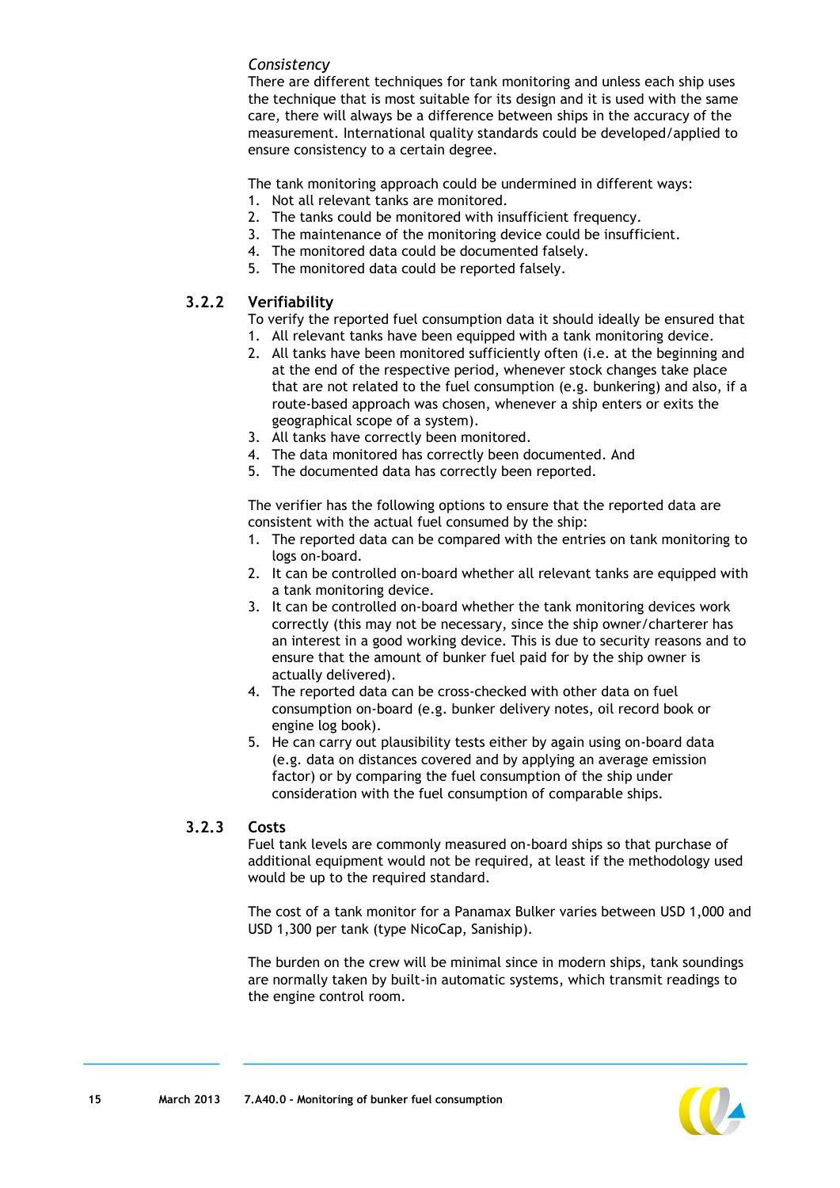*Consistency*

There are different techniques for tank monitoring and unless each ship uses the technique that is most suitable for its design and it is used with the same care, there will always be a difference between ships in the accuracy of the measurement. International quality standards could be developed/applied to ensure consistency to a certain degree.

The tank monitoring approach could be undermined in different ways:

1. Not all relevant tanks are monitored.
2. The tanks could be monitored with insufficient frequency.
3. The maintenance of the monitoring device could be insufficient.
4. The monitored data could be documented falsely.
5. The monitored data could be reported falsely.

### 3.2.2 Verifiability

To verify the reported fuel consumption data it should ideally be ensured that

1. All relevant tanks have been equipped with a tank monitoring device.
2. All tanks have been monitored sufficiently often (i.e. at the beginning and at the end of the respective period, whenever stock changes take place that are not related to the fuel consumption (e.g. bunkering) and also, if a route-based approach was chosen, whenever a ship enters or exits the geographical scope of a system).
3. All tanks have correctly been monitored.
4. The data monitored has correctly been documented. And
5. The documented data has correctly been reported.

The verifier has the following options to ensure that the reported data are consistent with the actual fuel consumed by the ship:

1. The reported data can be compared with the entries on tank monitoring to logs on-board.
2. It can be controlled on-board whether all relevant tanks are equipped with a tank monitoring device.
3. It can be controlled on-board whether the tank monitoring devices work correctly (this may not be necessary, since the ship owner/charterer has an interest in a good working device. This is due to security reasons and to ensure that the amount of bunker fuel paid for by the ship owner is actually delivered).
4. The reported data can be cross-checked with other data on fuel consumption on-board (e.g. bunker delivery notes, oil record book or engine log book).
5. He can carry out plausibility tests either by again using on-board data (e.g. data on distances covered and by applying an average emission factor) or by comparing the fuel consumption of the ship under consideration with the fuel consumption of comparable ships.

### 3.2.3 Costs

Fuel tank levels are commonly measured on-board ships so that purchase of additional equipment would not be required, at least if the methodology used would be up to the required standard.

The cost of a tank monitor for a Panamax Bulker varies between USD 1,000 and USD 1,300 per tank (type NicoCap, Saniship).

The burden on the crew will be minimal since in modern ships, tank soundings are normally taken by built-in automatic systems, which transmit readings to the engine control room.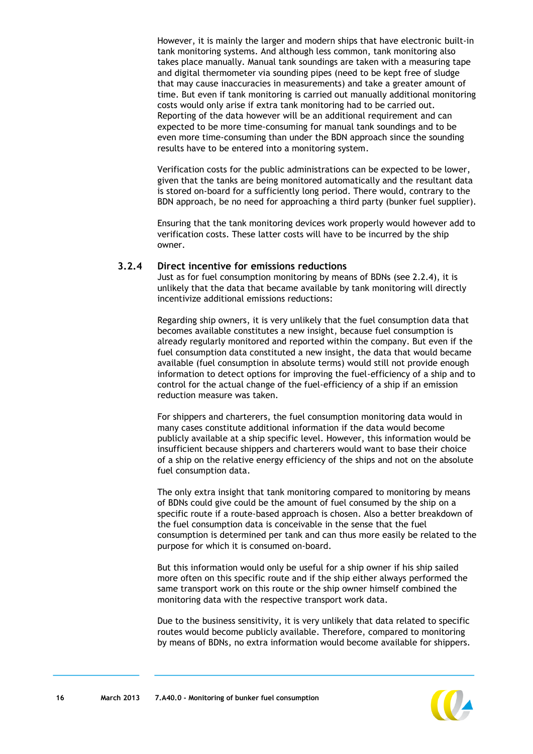However, it is mainly the larger and modern ships that have electronic built-in tank monitoring systems. And although less common, tank monitoring also takes place manually. Manual tank soundings are taken with a measuring tape and digital thermometer via sounding pipes (need to be kept free of sludge that may cause inaccuracies in measurements) and take a greater amount of time. But even if tank monitoring is carried out manually additional monitoring costs would only arise if extra tank monitoring had to be carried out. Reporting of the data however will be an additional requirement and can expected to be more time-consuming for manual tank soundings and to be even more time-consuming than under the BDN approach since the sounding results have to be entered into a monitoring system.

Verification costs for the public administrations can be expected to be lower, given that the tanks are being monitored automatically and the resultant data is stored on-board for a sufficiently long period. There would, contrary to the BDN approach, be no need for approaching a third party (bunker fuel supplier).

Ensuring that the tank monitoring devices work properly would however add to verification costs. These latter costs will have to be incurred by the ship owner.

### 3.2.4 Direct incentive for emissions reductions

Just as for fuel consumption monitoring by means of BDNs (see 2.2.4), it is unlikely that the data that became available by tank monitoring will directly incentivize additional emissions reductions:

Regarding ship owners, it is very unlikely that the fuel consumption data that becomes available constitutes a new insight, because fuel consumption is already regularly monitored and reported within the company. But even if the fuel consumption data constituted a new insight, the data that would became available (fuel consumption in absolute terms) would still not provide enough information to detect options for improving the fuel-efficiency of a ship and to control for the actual change of the fuel-efficiency of a ship if an emission reduction measure was taken.

For shippers and charterers, the fuel consumption monitoring data would in many cases constitute additional information if the data would become publicly available at a ship specific level. However, this information would be insufficient because shippers and charterers would want to base their choice of a ship on the relative energy efficiency of the ships and not on the absolute fuel consumption data.

The only extra insight that tank monitoring compared to monitoring by means of BDNs could give could be the amount of fuel consumed by the ship on a specific route if a route-based approach is chosen. Also a better breakdown of the fuel consumption data is conceivable in the sense that the fuel consumption is determined per tank and can thus more easily be related to the purpose for which it is consumed on-board.

But this information would only be useful for a ship owner if his ship sailed more often on this specific route and if the ship either always performed the same transport work on this route or the ship owner himself combined the monitoring data with the respective transport work data.

Due to the business sensitivity, it is very unlikely that data related to specific routes would become publicly available. Therefore, compared to monitoring by means of BDNs, no extra information would become available for shippers.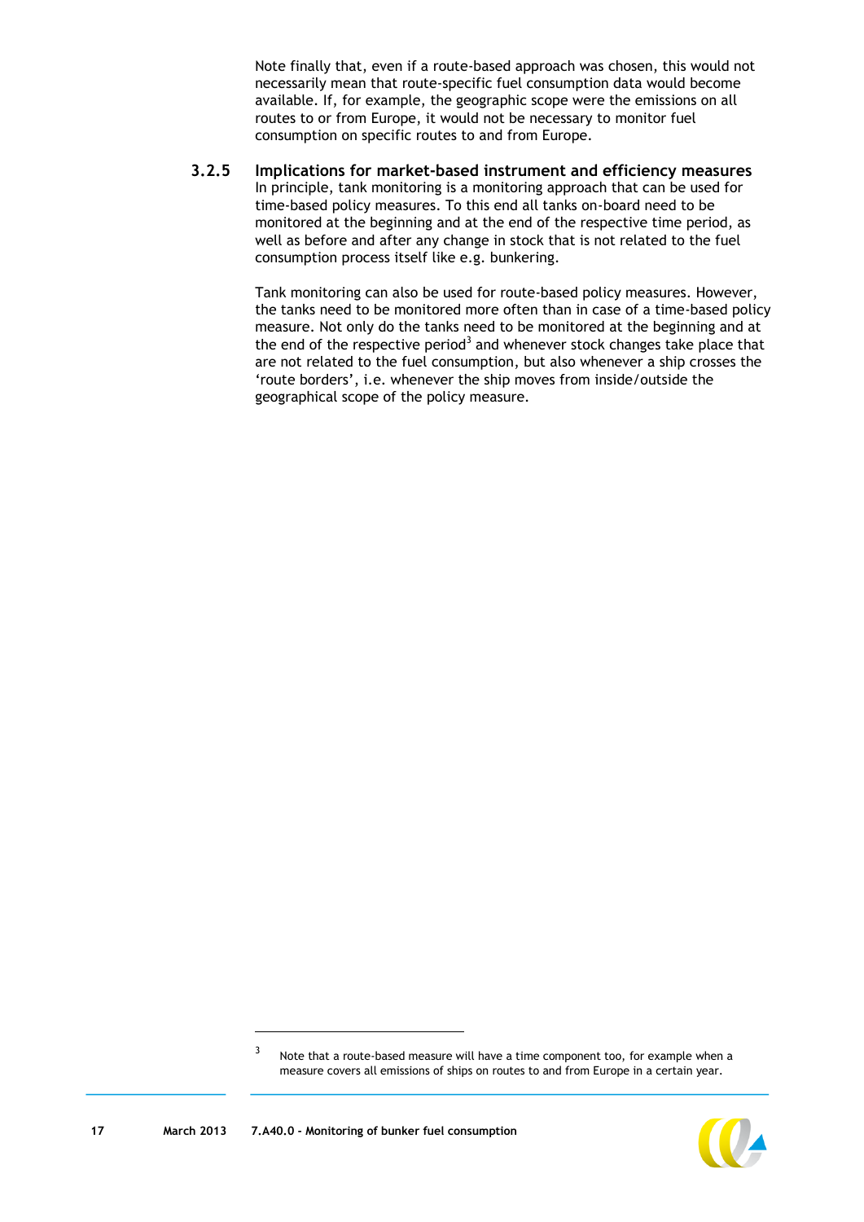Note finally that, even if a route-based approach was chosen, this would not necessarily mean that route-specific fuel consumption data would become available. If, for example, the geographic scope were the emissions on all routes to or from Europe, it would not be necessary to monitor fuel consumption on specific routes to and from Europe.

### 3.2.5 Implications for market-based instrument and efficiency measures

In principle, tank monitoring is a monitoring approach that can be used for time-based policy measures. To this end all tanks on-board need to be monitored at the beginning and at the end of the respective time period, as well as before and after any change in stock that is not related to the fuel consumption process itself like e.g. bunkering.

Tank monitoring can also be used for route-based policy measures. However, the tanks need to be monitored more often than in case of a time-based policy measure. Not only do the tanks need to be monitored at the beginning and at the end of the respective period[3] and whenever stock changes take place that are not related to the fuel consumption, but also whenever a ship crosses the 'route borders', i.e. whenever the ship moves from inside/outside the geographical scope of the policy measure.

[3] Note that a route-based measure will have a time component too, for example when a measure covers all emissions of ships on routes to and from Europe in a certain year.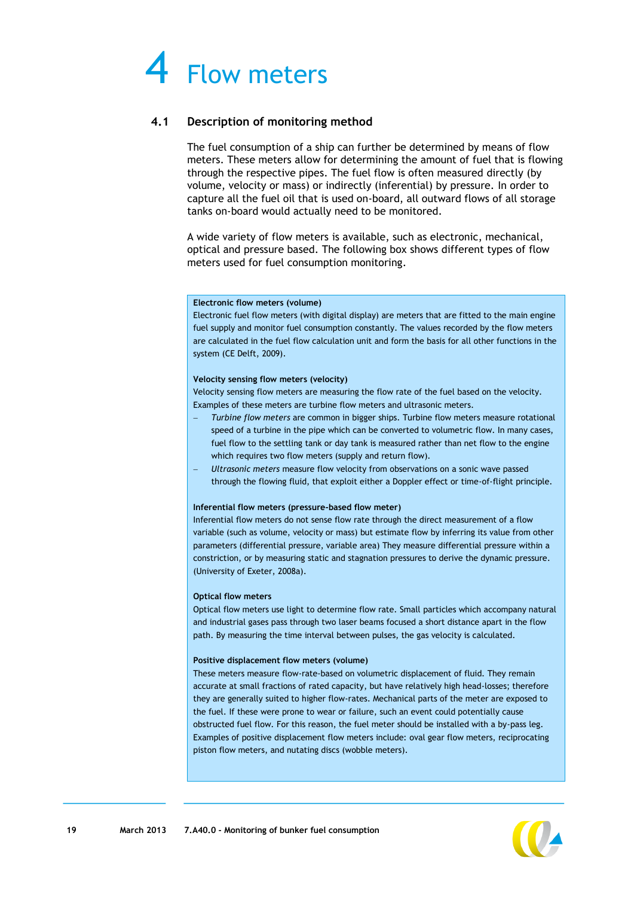# 4 Flow meters

## 4.1 Description of monitoring method

The fuel consumption of a ship can further be determined by means of flow meters. These meters allow for determining the amount of fuel that is flowing through the respective pipes. The fuel flow is often measured directly (by volume, velocity or mass) or indirectly (inferential) by pressure. In order to capture all the fuel oil that is used on-board, all outward flows of all storage tanks on-board would actually need to be monitored.

A wide variety of flow meters is available, such as electronic, mechanical, optical and pressure based. The following box shows different types of flow meters used for fuel consumption monitoring.

**Electronic flow meters (volume)**
Electronic fuel flow meters (with digital display) are meters that are fitted to the main engine fuel supply and monitor fuel consumption constantly. The values recorded by the flow meters are calculated in the fuel flow calculation unit and form the basis for all other functions in the system (CE Delft, 2009).

**Velocity sensing flow meters (velocity)**
Velocity sensing flow meters are measuring the flow rate of the fuel based on the velocity. Examples of these meters are turbine flow meters and ultrasonic meters.

- *Turbine flow meters* are common in bigger ships. Turbine flow meters measure rotational speed of a turbine in the pipe which can be converted to volumetric flow. In many cases, fuel flow to the settling tank or day tank is measured rather than net flow to the engine which requires two flow meters (supply and return flow).
- *Ultrasonic meters* measure flow velocity from observations on a sonic wave passed through the flowing fluid, that exploit either a Doppler effect or time-of-flight principle.

**Inferential flow meters (pressure-based flow meter)**
Inferential flow meters do not sense flow rate through the direct measurement of a flow variable (such as volume, velocity or mass) but estimate flow by inferring its value from other parameters (differential pressure, variable area) They measure differential pressure within a constriction, or by measuring static and stagnation pressures to derive the dynamic pressure. (University of Exeter, 2008a).

**Optical flow meters**
Optical flow meters use light to determine flow rate. Small particles which accompany natural and industrial gases pass through two laser beams focused a short distance apart in the flow path. By measuring the time interval between pulses, the gas velocity is calculated.

**Positive displacement flow meters (volume)**
These meters measure flow-rate-based on volumetric displacement of fluid. They remain accurate at small fractions of rated capacity, but have relatively high head-losses; therefore they are generally suited to higher flow-rates. Mechanical parts of the meter are exposed to the fuel. If these were prone to wear or failure, such an event could potentially cause obstructed fuel flow. For this reason, the fuel meter should be installed with a by-pass leg. Examples of positive displacement flow meters include: oval gear flow meters, reciprocating piston flow meters, and nutating discs (wobble meters).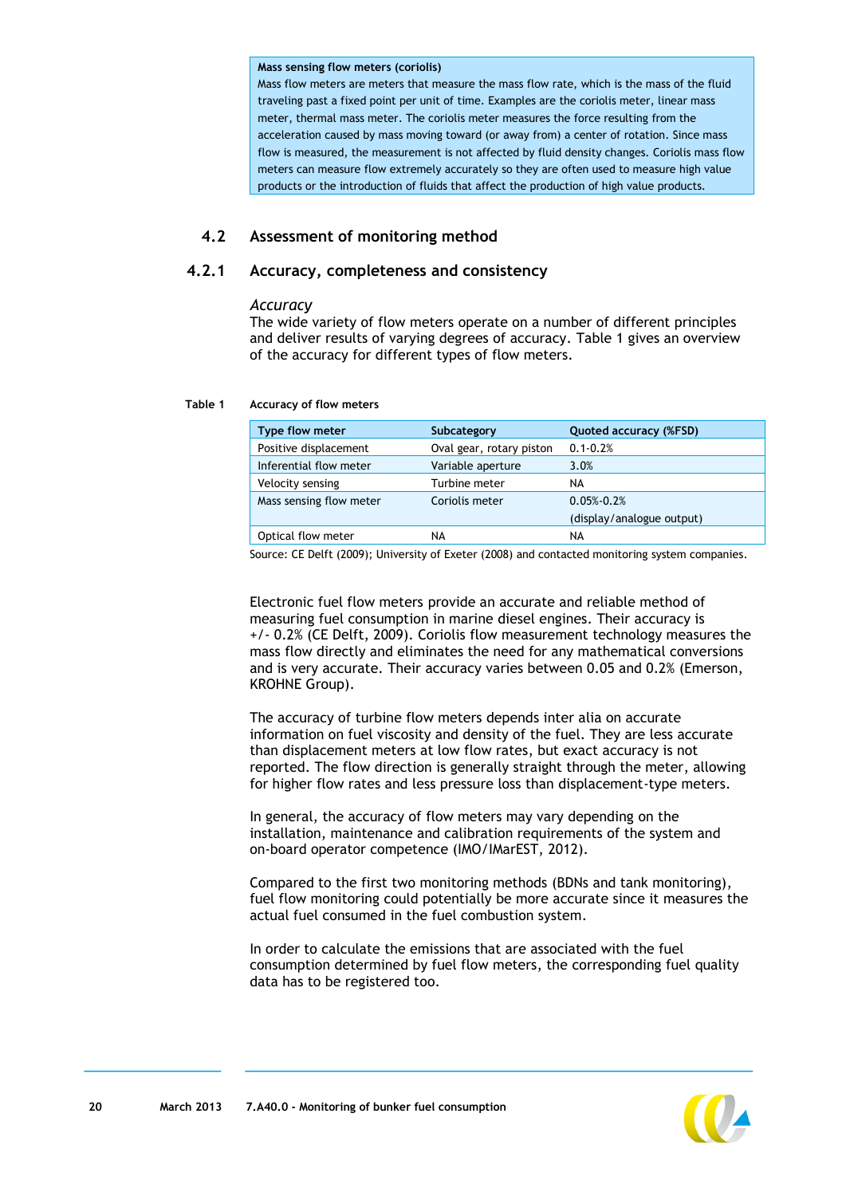**Mass sensing flow meters (coriolis)**

Mass flow meters are meters that measure the mass flow rate, which is the mass of the fluid traveling past a fixed point per unit of time. Examples are the coriolis meter, linear mass meter, thermal mass meter. The coriolis meter measures the force resulting from the acceleration caused by mass moving toward (or away from) a center of rotation. Since mass flow is measured, the measurement is not affected by fluid density changes. Coriolis mass flow meters can measure flow extremely accurately so they are often used to measure high value products or the introduction of fluids that affect the production of high value products.

## 4.2 Assessment of monitoring method

### 4.2.1 Accuracy, completeness and consistency

*Accuracy*

The wide variety of flow meters operate on a number of different principles and deliver results of varying degrees of accuracy. Table 1 gives an overview of the accuracy for different types of flow meters.

**Table 1 Accuracy of flow meters**

| Type flow meter | Subcategory | Quoted accuracy (%FSD) |
|---|---|---|
| Positive displacement | Oval gear, rotary piston | 0.1-0.2% |
| Inferential flow meter | Variable aperture | 3.0% |
| Velocity sensing | Turbine meter | NA |
| Mass sensing flow meter | Coriolis meter | 0.05%-0.2% (display/analogue output) |
| Optical flow meter | NA | NA |

Source: CE Delft (2009); University of Exeter (2008) and contacted monitoring system companies.

Electronic fuel flow meters provide an accurate and reliable method of measuring fuel consumption in marine diesel engines. Their accuracy is +/- 0.2% (CE Delft, 2009). Coriolis flow measurement technology measures the mass flow directly and eliminates the need for any mathematical conversions and is very accurate. Their accuracy varies between 0.05 and 0.2% (Emerson, KROHNE Group).

The accuracy of turbine flow meters depends inter alia on accurate information on fuel viscosity and density of the fuel. They are less accurate than displacement meters at low flow rates, but exact accuracy is not reported. The flow direction is generally straight through the meter, allowing for higher flow rates and less pressure loss than displacement-type meters.

In general, the accuracy of flow meters may vary depending on the installation, maintenance and calibration requirements of the system and on-board operator competence (IMO/IMarEST, 2012).

Compared to the first two monitoring methods (BDNs and tank monitoring), fuel flow monitoring could potentially be more accurate since it measures the actual fuel consumed in the fuel combustion system.

In order to calculate the emissions that are associated with the fuel consumption determined by fuel flow meters, the corresponding fuel quality data has to be registered too.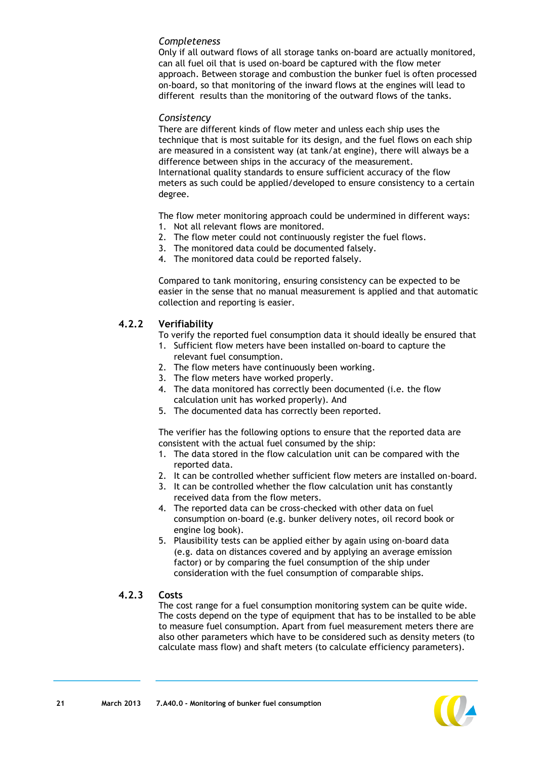*Completeness*

Only if all outward flows of all storage tanks on-board are actually monitored, can all fuel oil that is used on-board be captured with the flow meter approach. Between storage and combustion the bunker fuel is often processed on-board, so that monitoring of the inward flows at the engines will lead to different results than the monitoring of the outward flows of the tanks.

*Consistency*

There are different kinds of flow meter and unless each ship uses the technique that is most suitable for its design, and the fuel flows on each ship are measured in a consistent way (at tank/at engine), there will always be a difference between ships in the accuracy of the measurement. International quality standards to ensure sufficient accuracy of the flow meters as such could be applied/developed to ensure consistency to a certain degree.

The flow meter monitoring approach could be undermined in different ways:

1. Not all relevant flows are monitored.
2. The flow meter could not continuously register the fuel flows.
3. The monitored data could be documented falsely.
4. The monitored data could be reported falsely.

Compared to tank monitoring, ensuring consistency can be expected to be easier in the sense that no manual measurement is applied and that automatic collection and reporting is easier.

### 4.2.2 Verifiability

To verify the reported fuel consumption data it should ideally be ensured that

1. Sufficient flow meters have been installed on-board to capture the relevant fuel consumption.
2. The flow meters have continuously been working.
3. The flow meters have worked properly.
4. The data monitored has correctly been documented (i.e. the flow calculation unit has worked properly). And
5. The documented data has correctly been reported.

The verifier has the following options to ensure that the reported data are consistent with the actual fuel consumed by the ship:

1. The data stored in the flow calculation unit can be compared with the reported data.
2. It can be controlled whether sufficient flow meters are installed on-board.
3. It can be controlled whether the flow calculation unit has constantly received data from the flow meters.
4. The reported data can be cross-checked with other data on fuel consumption on-board (e.g. bunker delivery notes, oil record book or engine log book).
5. Plausibility tests can be applied either by again using on-board data (e.g. data on distances covered and by applying an average emission factor) or by comparing the fuel consumption of the ship under consideration with the fuel consumption of comparable ships.

### 4.2.3 Costs

The cost range for a fuel consumption monitoring system can be quite wide. The costs depend on the type of equipment that has to be installed to be able to measure fuel consumption. Apart from fuel measurement meters there are also other parameters which have to be considered such as density meters (to calculate mass flow) and shaft meters (to calculate efficiency parameters).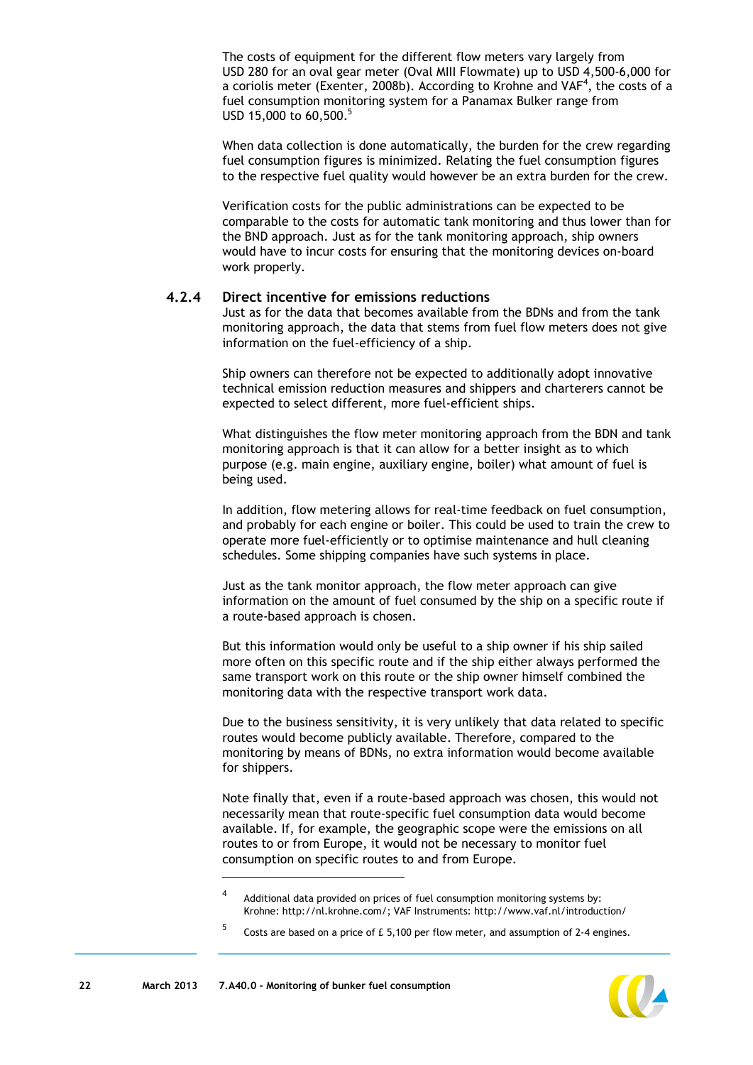The costs of equipment for the different flow meters vary largely from USD 280 for an oval gear meter (Oval MIII Flowmate) up to USD 4,500-6,000 for a coriolis meter (Exenter, 2008b). According to Krohne and VAF[4], the costs of a fuel consumption monitoring system for a Panamax Bulker range from USD 15,000 to 60,500.[5]

When data collection is done automatically, the burden for the crew regarding fuel consumption figures is minimized. Relating the fuel consumption figures to the respective fuel quality would however be an extra burden for the crew.

Verification costs for the public administrations can be expected to be comparable to the costs for automatic tank monitoring and thus lower than for the BND approach. Just as for the tank monitoring approach, ship owners would have to incur costs for ensuring that the monitoring devices on-board work properly.

### 4.2.4 Direct incentive for emissions reductions

Just as for the data that becomes available from the BDNs and from the tank monitoring approach, the data that stems from fuel flow meters does not give information on the fuel-efficiency of a ship.

Ship owners can therefore not be expected to additionally adopt innovative technical emission reduction measures and shippers and charterers cannot be expected to select different, more fuel-efficient ships.

What distinguishes the flow meter monitoring approach from the BDN and tank monitoring approach is that it can allow for a better insight as to which purpose (e.g. main engine, auxiliary engine, boiler) what amount of fuel is being used.

In addition, flow metering allows for real-time feedback on fuel consumption, and probably for each engine or boiler. This could be used to train the crew to operate more fuel-efficiently or to optimise maintenance and hull cleaning schedules. Some shipping companies have such systems in place.

Just as the tank monitor approach, the flow meter approach can give information on the amount of fuel consumed by the ship on a specific route if a route-based approach is chosen.

But this information would only be useful to a ship owner if his ship sailed more often on this specific route and if the ship either always performed the same transport work on this route or the ship owner himself combined the monitoring data with the respective transport work data.

Due to the business sensitivity, it is very unlikely that data related to specific routes would become publicly available. Therefore, compared to the monitoring by means of BDNs, no extra information would become available for shippers.

Note finally that, even if a route-based approach was chosen, this would not necessarily mean that route-specific fuel consumption data would become available. If, for example, the geographic scope were the emissions on all routes to or from Europe, it would not be necessary to monitor fuel consumption on specific routes to and from Europe.

---

[4] Additional data provided on prices of fuel consumption monitoring systems by: Krohne: http://nl.krohne.com/; VAF Instruments: http://www.vaf.nl/introduction/

[5] Costs are based on a price of £ 5,100 per flow meter, and assumption of 2-4 engines.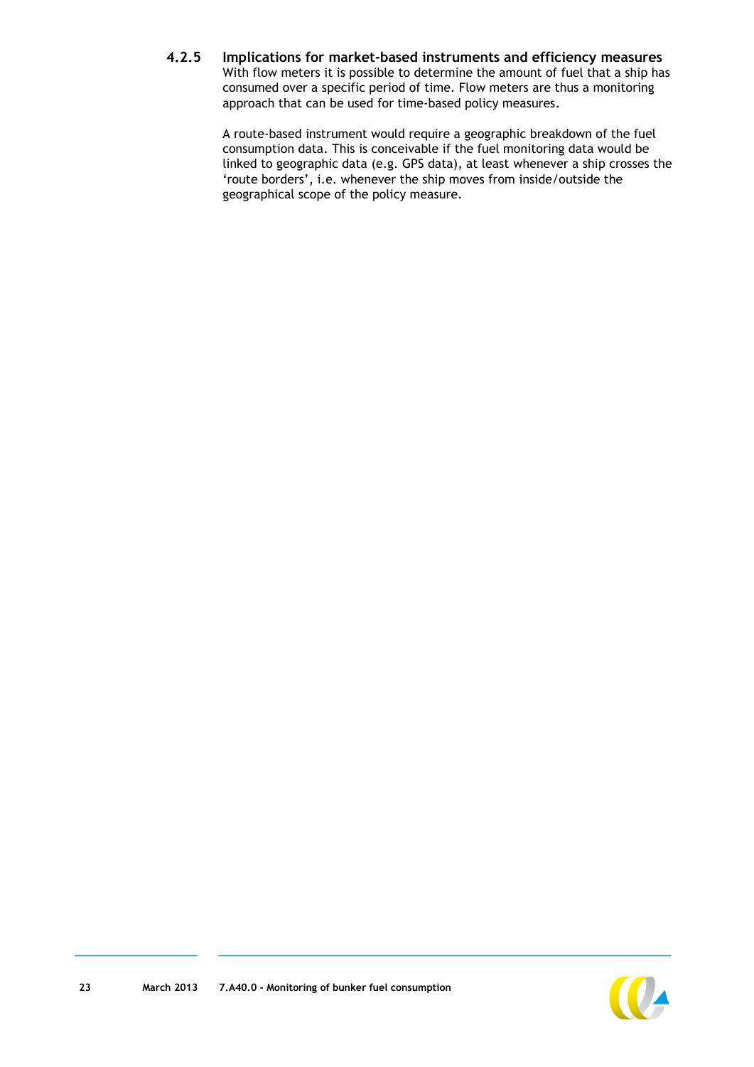#### 4.2.5 Implications for market-based instruments and efficiency measures

With flow meters it is possible to determine the amount of fuel that a ship has consumed over a specific period of time. Flow meters are thus a monitoring approach that can be used for time-based policy measures.

A route-based instrument would require a geographic breakdown of the fuel consumption data. This is conceivable if the fuel monitoring data would be linked to geographic data (e.g. GPS data), at least whenever a ship crosses the 'route borders', i.e. whenever the ship moves from inside/outside the geographical scope of the policy measure.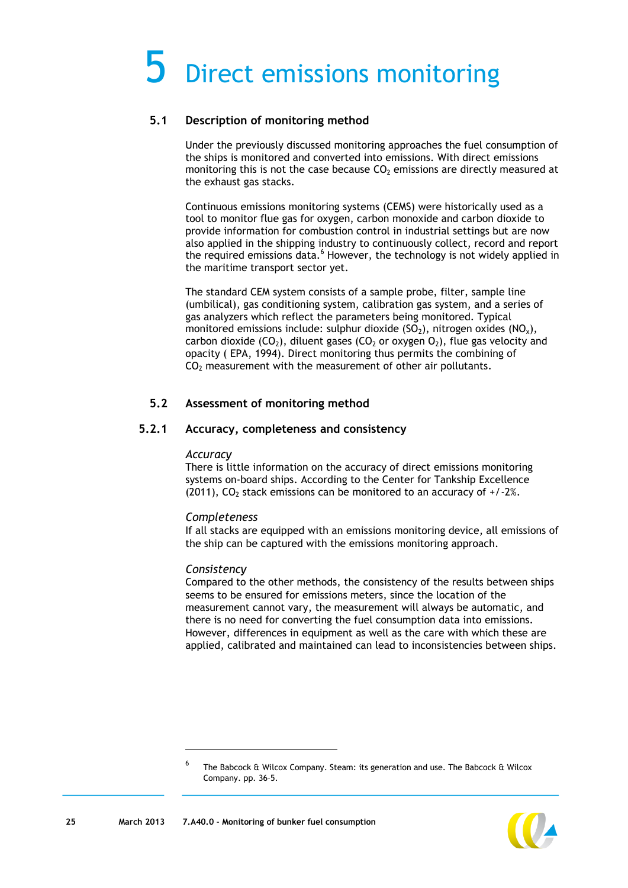# 5 Direct emissions monitoring

## 5.1 Description of monitoring method

Under the previously discussed monitoring approaches the fuel consumption of the ships is monitored and converted into emissions. With direct emissions monitoring this is not the case because $CO_2$ emissions are directly measured at the exhaust gas stacks.

Continuous emissions monitoring systems (CEMS) were historically used as a tool to monitor flue gas for oxygen, carbon monoxide and carbon dioxide to provide information for combustion control in industrial settings but are now also applied in the shipping industry to continuously collect, record and report the required emissions data.[6] However, the technology is not widely applied in the maritime transport sector yet.

The standard CEM system consists of a sample probe, filter, sample line (umbilical), gas conditioning system, calibration gas system, and a series of gas analyzers which reflect the parameters being monitored. Typical monitored emissions include: sulphur dioxide ($SO_2$), nitrogen oxides ($NO_x$), carbon dioxide ($CO_2$), diluent gases ($CO_2$ or oxygen $O_2$), flue gas velocity and opacity ( EPA, 1994). Direct monitoring thus permits the combining of $CO_2$ measurement with the measurement of other air pollutants.

## 5.2 Assessment of monitoring method

### 5.2.1 Accuracy, completeness and consistency

*Accuracy*
There is little information on the accuracy of direct emissions monitoring systems on-board ships. According to the Center for Tankship Excellence (2011), $CO_2$ stack emissions can be monitored to an accuracy of +/-2%.

*Completeness*
If all stacks are equipped with an emissions monitoring device, all emissions of the ship can be captured with the emissions monitoring approach.

*Consistency*
Compared to the other methods, the consistency of the results between ships seems to be ensured for emissions meters, since the location of the measurement cannot vary, the measurement will always be automatic, and there is no need for converting the fuel consumption data into emissions. However, differences in equipment as well as the care with which these are applied, calibrated and maintained can lead to inconsistencies between ships.

---

[6] The Babcock & Wilcox Company. Steam: its generation and use. The Babcock & Wilcox Company. pp. 36–5.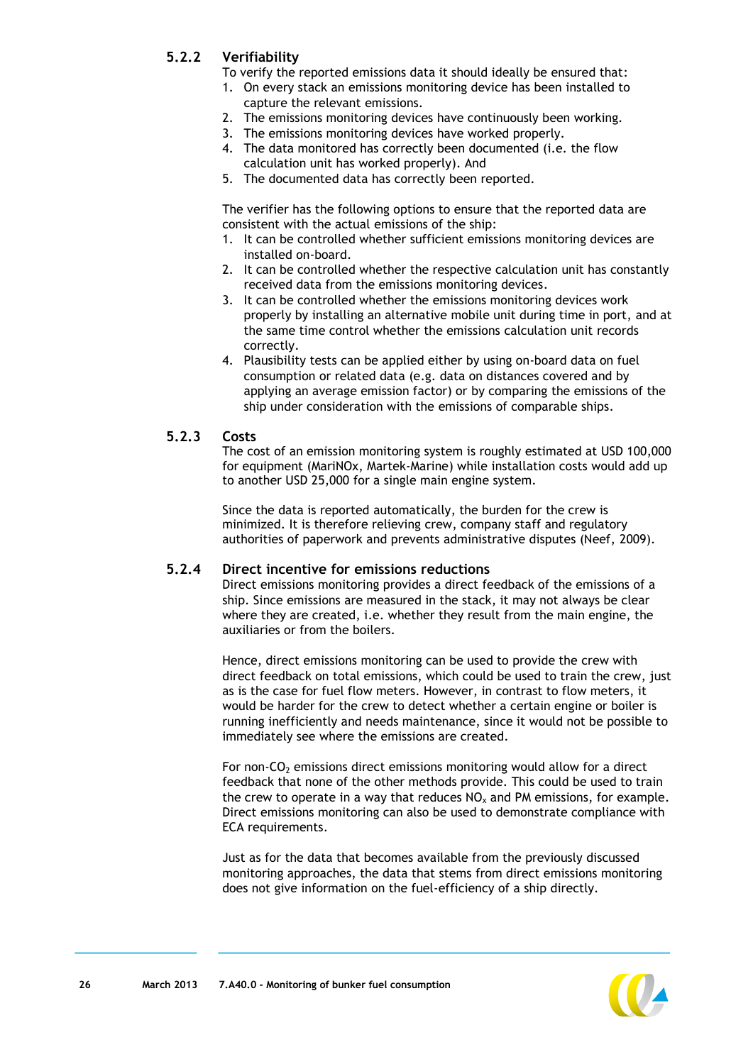### 5.2.2 Verifiability

To verify the reported emissions data it should ideally be ensured that:

1. On every stack an emissions monitoring device has been installed to capture the relevant emissions.
2. The emissions monitoring devices have continuously been working.
3. The emissions monitoring devices have worked properly.
4. The data monitored has correctly been documented (i.e. the flow calculation unit has worked properly). And
5. The documented data has correctly been reported.

The verifier has the following options to ensure that the reported data are consistent with the actual emissions of the ship:

1. It can be controlled whether sufficient emissions monitoring devices are installed on-board.
2. It can be controlled whether the respective calculation unit has constantly received data from the emissions monitoring devices.
3. It can be controlled whether the emissions monitoring devices work properly by installing an alternative mobile unit during time in port, and at the same time control whether the emissions calculation unit records correctly.
4. Plausibility tests can be applied either by using on-board data on fuel consumption or related data (e.g. data on distances covered and by applying an average emission factor) or by comparing the emissions of the ship under consideration with the emissions of comparable ships.

### 5.2.3 Costs

The cost of an emission monitoring system is roughly estimated at USD 100,000 for equipment (MariNOx, Martek-Marine) while installation costs would add up to another USD 25,000 for a single main engine system.

Since the data is reported automatically, the burden for the crew is minimized. It is therefore relieving crew, company staff and regulatory authorities of paperwork and prevents administrative disputes (Neef, 2009).

### 5.2.4 Direct incentive for emissions reductions

Direct emissions monitoring provides a direct feedback of the emissions of a ship. Since emissions are measured in the stack, it may not always be clear where they are created, i.e. whether they result from the main engine, the auxiliaries or from the boilers.

Hence, direct emissions monitoring can be used to provide the crew with direct feedback on total emissions, which could be used to train the crew, just as is the case for fuel flow meters. However, in contrast to flow meters, it would be harder for the crew to detect whether a certain engine or boiler is running inefficiently and needs maintenance, since it would not be possible to immediately see where the emissions are created.

For non-$CO_2$ emissions direct emissions monitoring would allow for a direct feedback that none of the other methods provide. This could be used to train the crew to operate in a way that reduces $NO_x$ and PM emissions, for example. Direct emissions monitoring can also be used to demonstrate compliance with ECA requirements.

Just as for the data that becomes available from the previously discussed monitoring approaches, the data that stems from direct emissions monitoring does not give information on the fuel-efficiency of a ship directly.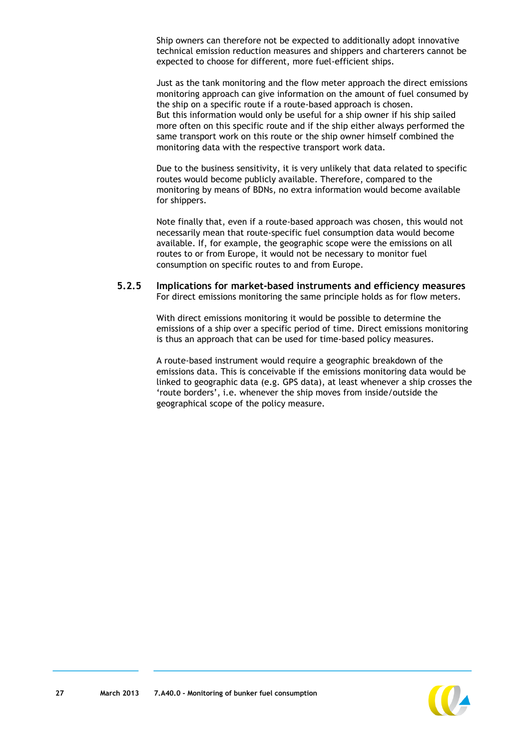Ship owners can therefore not be expected to additionally adopt innovative technical emission reduction measures and shippers and charterers cannot be expected to choose for different, more fuel-efficient ships.

Just as the tank monitoring and the flow meter approach the direct emissions monitoring approach can give information on the amount of fuel consumed by the ship on a specific route if a route-based approach is chosen.
But this information would only be useful for a ship owner if his ship sailed more often on this specific route and if the ship either always performed the same transport work on this route or the ship owner himself combined the monitoring data with the respective transport work data.

Due to the business sensitivity, it is very unlikely that data related to specific routes would become publicly available. Therefore, compared to the monitoring by means of BDNs, no extra information would become available for shippers.

Note finally that, even if a route-based approach was chosen, this would not necessarily mean that route-specific fuel consumption data would become available. If, for example, the geographic scope were the emissions on all routes to or from Europe, it would not be necessary to monitor fuel consumption on specific routes to and from Europe.

### 5.2.5 Implications for market-based instruments and efficiency measures

For direct emissions monitoring the same principle holds as for flow meters.

With direct emissions monitoring it would be possible to determine the emissions of a ship over a specific period of time. Direct emissions monitoring is thus an approach that can be used for time-based policy measures.

A route-based instrument would require a geographic breakdown of the emissions data. This is conceivable if the emissions monitoring data would be linked to geographic data (e.g. GPS data), at least whenever a ship crosses the 'route borders', i.e. whenever the ship moves from inside/outside the geographical scope of the policy measure.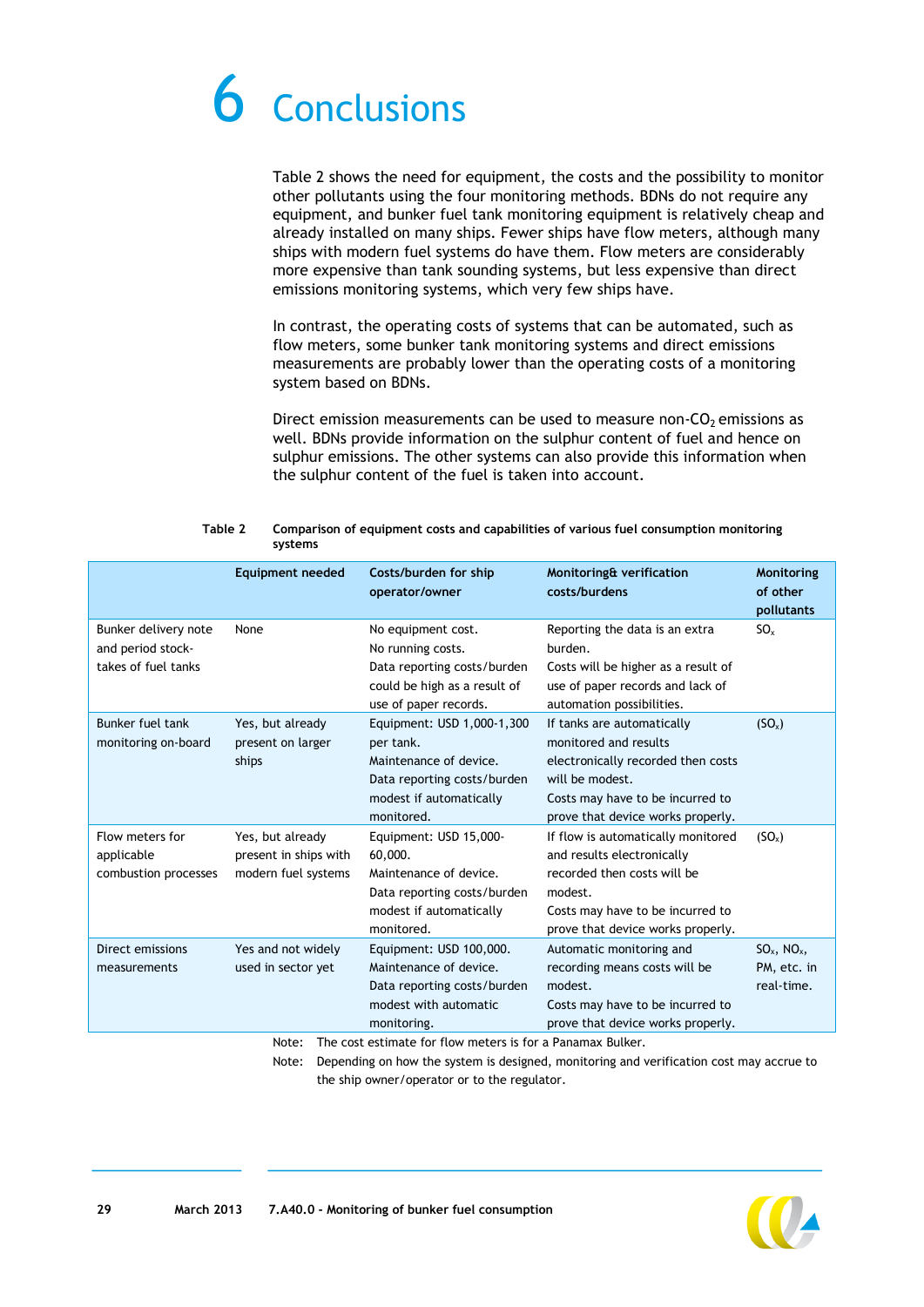# 6 Conclusions

Table 2 shows the need for equipment, the costs and the possibility to monitor other pollutants using the four monitoring methods. BDNs do not require any equipment, and bunker fuel tank monitoring equipment is relatively cheap and already installed on many ships. Fewer ships have flow meters, although many ships with modern fuel systems do have them. Flow meters are considerably more expensive than tank sounding systems, but less expensive than direct emissions monitoring systems, which very few ships have.

In contrast, the operating costs of systems that can be automated, such as flow meters, some bunker tank monitoring systems and direct emissions measurements are probably lower than the operating costs of a monitoring system based on BDNs.

Direct emission measurements can be used to measure non-$CO_2$ emissions as well. BDNs provide information on the sulphur content of fuel and hence on sulphur emissions. The other systems can also provide this information when the sulphur content of the fuel is taken into account.

**Table 2 Comparison of equipment costs and capabilities of various fuel consumption monitoring systems**

| | Equipment needed | Costs/burden for ship operator/owner | Monitoring& verification costs/burdens | Monitoring of other pollutants |
|---|---|---|---|---|
| Bunker delivery note and period stock-takes of fuel tanks | None | No equipment cost.<br>No running costs.<br>Data reporting costs/burden could be high as a result of use of paper records. | Reporting the data is an extra burden.<br>Costs will be higher as a result of use of paper records and lack of automation possibilities. | $SO_x$ |
| Bunker fuel tank monitoring on-board | Yes, but already present on larger ships | Equipment: USD 1,000-1,300 per tank.<br>Maintenance of device.<br>Data reporting costs/burden modest if automatically monitored. | If tanks are automatically monitored and results electronically recorded then costs will be modest.<br>Costs may have to be incurred to prove that device works properly. | ($SO_x$) |
| Flow meters for applicable combustion processes | Yes, but already present in ships with modern fuel systems | Equipment: USD 15,000-60,000.<br>Maintenance of device.<br>Data reporting costs/burden modest if automatically monitored. | If flow is automatically monitored and results electronically recorded then costs will be modest.<br>Costs may have to be incurred to prove that device works properly. | ($SO_x$) |
| Direct emissions measurements | Yes and not widely used in sector yet | Equipment: USD 100,000.<br>Maintenance of device.<br>Data reporting costs/burden modest with automatic monitoring. | Automatic monitoring and recording means costs will be modest.<br>Costs may have to be incurred to prove that device works properly. | $SO_x$, $NO_x$, PM, etc. in real-time. |

Note: The cost estimate for flow meters is for a Panamax Bulker.

Note: Depending on how the system is designed, monitoring and verification cost may accrue to the ship owner/operator or to the regulator.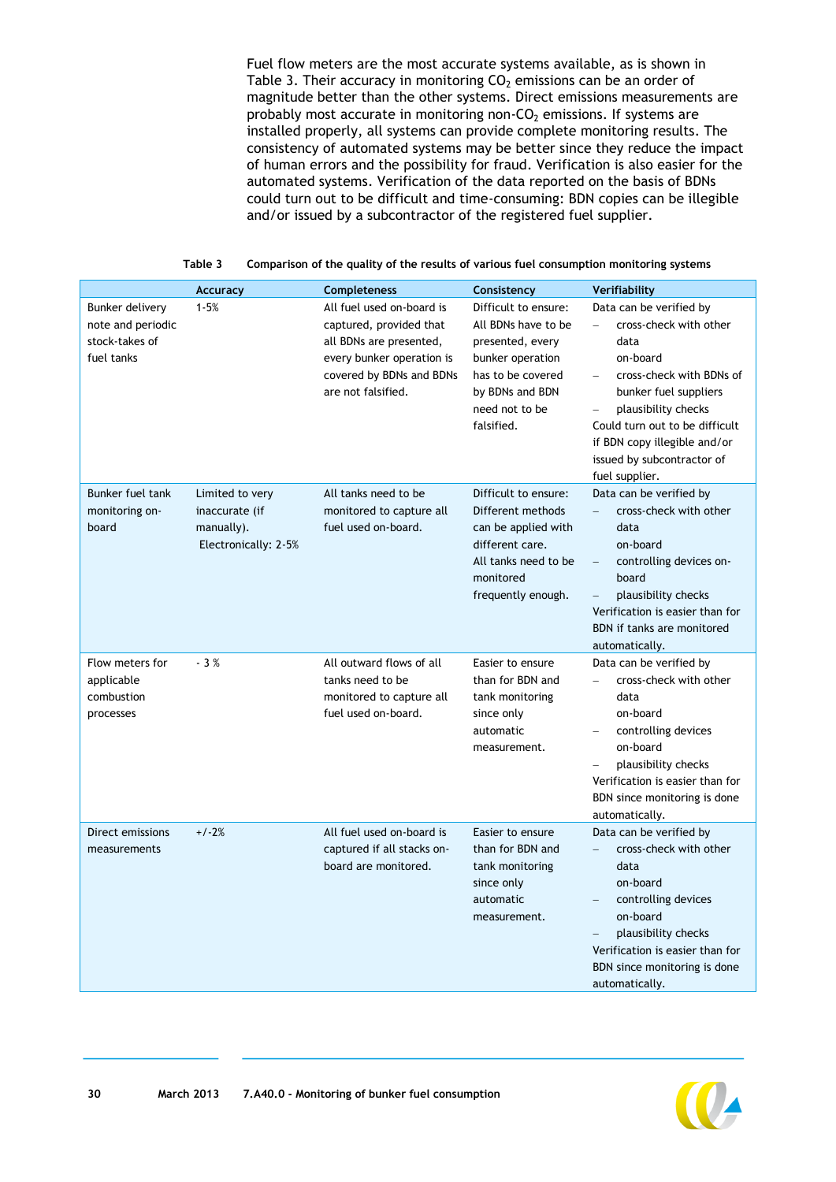Fuel flow meters are the most accurate systems available, as is shown in Table 3. Their accuracy in monitoring $CO_2$ emissions can be an order of magnitude better than the other systems. Direct emissions measurements are probably most accurate in monitoring non-$CO_2$ emissions. If systems are installed properly, all systems can provide complete monitoring results. The consistency of automated systems may be better since they reduce the impact of human errors and the possibility for fraud. Verification is also easier for the automated systems. Verification of the data reported on the basis of BDNs could turn out to be difficult and time-consuming: BDN copies can be illegible and/or issued by a subcontractor of the registered fuel supplier.

**Table 3 Comparison of the quality of the results of various fuel consumption monitoring systems**

| | Accuracy | Completeness | Consistency | Verifiability |
|---|---|---|---|---|
| Bunker delivery note and periodic stock-takes of fuel tanks | 1-5% | All fuel used on-board is captured, provided that all BDNs are presented, every bunker operation is covered by BDNs and BDNs are not falsified. | Difficult to ensure: All BDNs have to be presented, every bunker operation has to be covered by BDNs and BDN need not to be falsified. | Data can be verified by – cross-check with other data on-board – cross-check with BDNs of bunker fuel suppliers – plausibility checks Could turn out to be difficult if BDN copy illegible and/or issued by subcontractor of fuel supplier. |
| Bunker fuel tank monitoring on-board | Limited to very inaccurate (if manually). Electronically: 2-5% | All tanks need to be monitored to capture all fuel used on-board. | Difficult to ensure: Different methods can be applied with different care. All tanks need to be monitored frequently enough. | Data can be verified by – cross-check with other data on-board – controlling devices on-board – plausibility checks Verification is easier than for BDN if tanks are monitored automatically. |
| Flow meters for applicable combustion processes | - 3 % | All outward flows of all tanks need to be monitored to capture all fuel used on-board. | Easier to ensure than for BDN and tank monitoring since only automatic measurement. | Data can be verified by – cross-check with other data on-board – controlling devices on-board – plausibility checks Verification is easier than for BDN since monitoring is done automatically. |
| Direct emissions measurements | +/-2% | All fuel used on-board is captured if all stacks on-board are monitored. | Easier to ensure than for BDN and tank monitoring since only automatic measurement. | Data can be verified by – cross-check with other data on-board – controlling devices on-board – plausibility checks Verification is easier than for BDN since monitoring is done automatically. |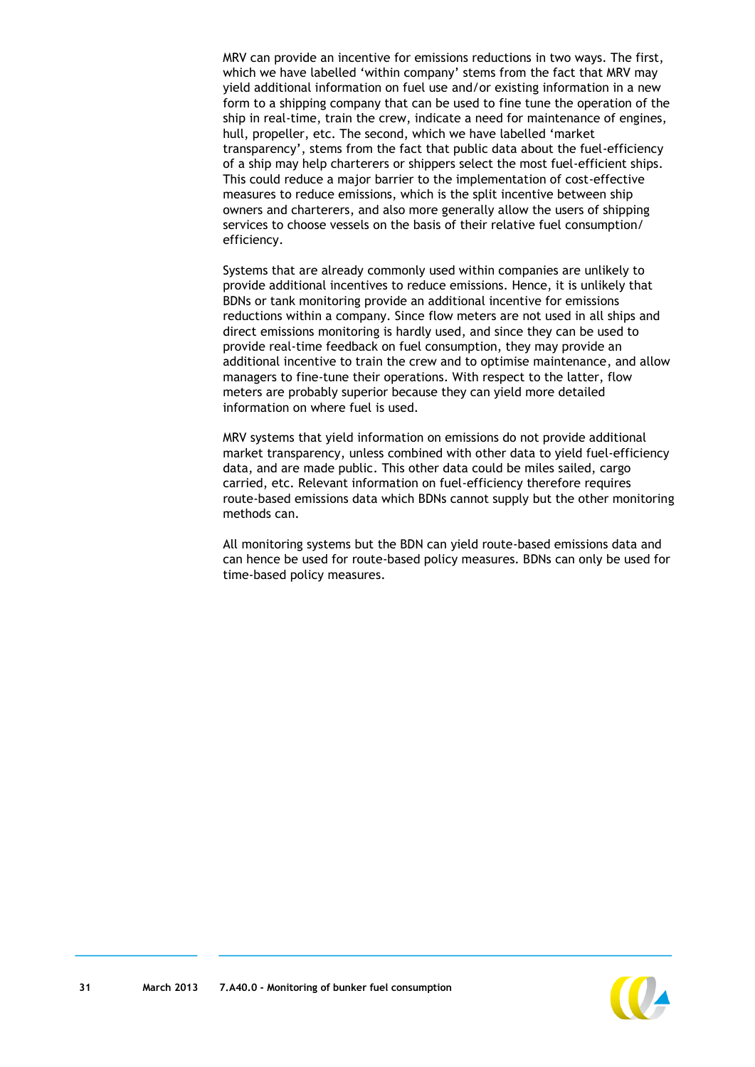MRV can provide an incentive for emissions reductions in two ways. The first, which we have labelled 'within company' stems from the fact that MRV may yield additional information on fuel use and/or existing information in a new form to a shipping company that can be used to fine tune the operation of the ship in real-time, train the crew, indicate a need for maintenance of engines, hull, propeller, etc. The second, which we have labelled 'market transparency', stems from the fact that public data about the fuel-efficiency of a ship may help charterers or shippers select the most fuel-efficient ships. This could reduce a major barrier to the implementation of cost-effective measures to reduce emissions, which is the split incentive between ship owners and charterers, and also more generally allow the users of shipping services to choose vessels on the basis of their relative fuel consumption/ efficiency.

Systems that are already commonly used within companies are unlikely to provide additional incentives to reduce emissions. Hence, it is unlikely that BDNs or tank monitoring provide an additional incentive for emissions reductions within a company. Since flow meters are not used in all ships and direct emissions monitoring is hardly used, and since they can be used to provide real-time feedback on fuel consumption, they may provide an additional incentive to train the crew and to optimise maintenance, and allow managers to fine-tune their operations. With respect to the latter, flow meters are probably superior because they can yield more detailed information on where fuel is used.

MRV systems that yield information on emissions do not provide additional market transparency, unless combined with other data to yield fuel-efficiency data, and are made public. This other data could be miles sailed, cargo carried, etc. Relevant information on fuel-efficiency therefore requires route-based emissions data which BDNs cannot supply but the other monitoring methods can.

All monitoring systems but the BDN can yield route-based emissions data and can hence be used for route-based policy measures. BDNs can only be used for time-based policy measures.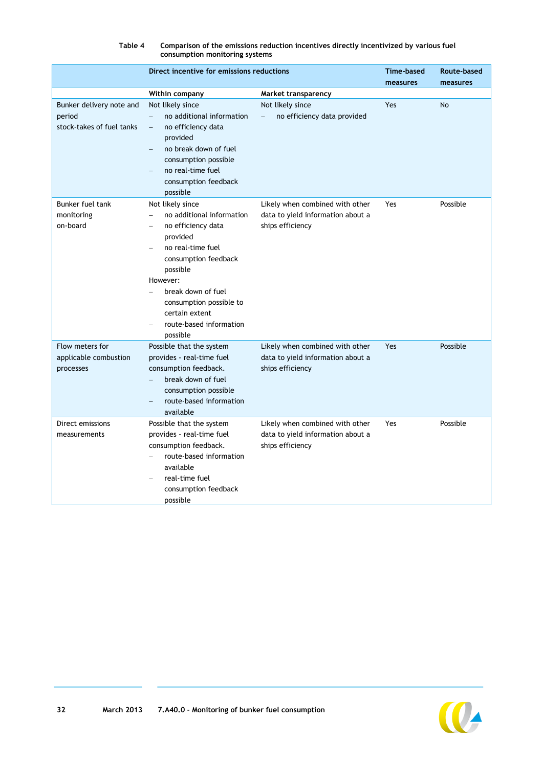**Table 4 Comparison of the emissions reduction incentives directly incentivized by various fuel consumption monitoring systems**

| | Direct incentive for emissions reductions | | Time-based measures | Route-based measures |
|---|---|---|---|---|
| | Within company | Market transparency | | |
| Bunker delivery note and period stock-takes of fuel tanks | Not likely since<br>– no additional information<br>– no efficiency data provided<br>– no break down of fuel consumption possible<br>– no real-time fuel consumption feedback possible | Not likely since<br>– no efficiency data provided | Yes | No |
| Bunker fuel tank monitoring on-board | Not likely since<br>– no additional information<br>– no efficiency data provided<br>– no real-time fuel consumption feedback possible<br>However:<br>– break down of fuel consumption possible to certain extent<br>– route-based information possible | Likely when combined with other data to yield information about a ships efficiency | Yes | Possible |
| Flow meters for applicable combustion processes | Possible that the system provides - real-time fuel consumption feedback.<br>– break down of fuel consumption possible<br>– route-based information available | Likely when combined with other data to yield information about a ships efficiency | Yes | Possible |
| Direct emissions measurements | Possible that the system provides - real-time fuel consumption feedback.<br>– route-based information available<br>– real-time fuel consumption feedback possible | Likely when combined with other data to yield information about a ships efficiency | Yes | Possible |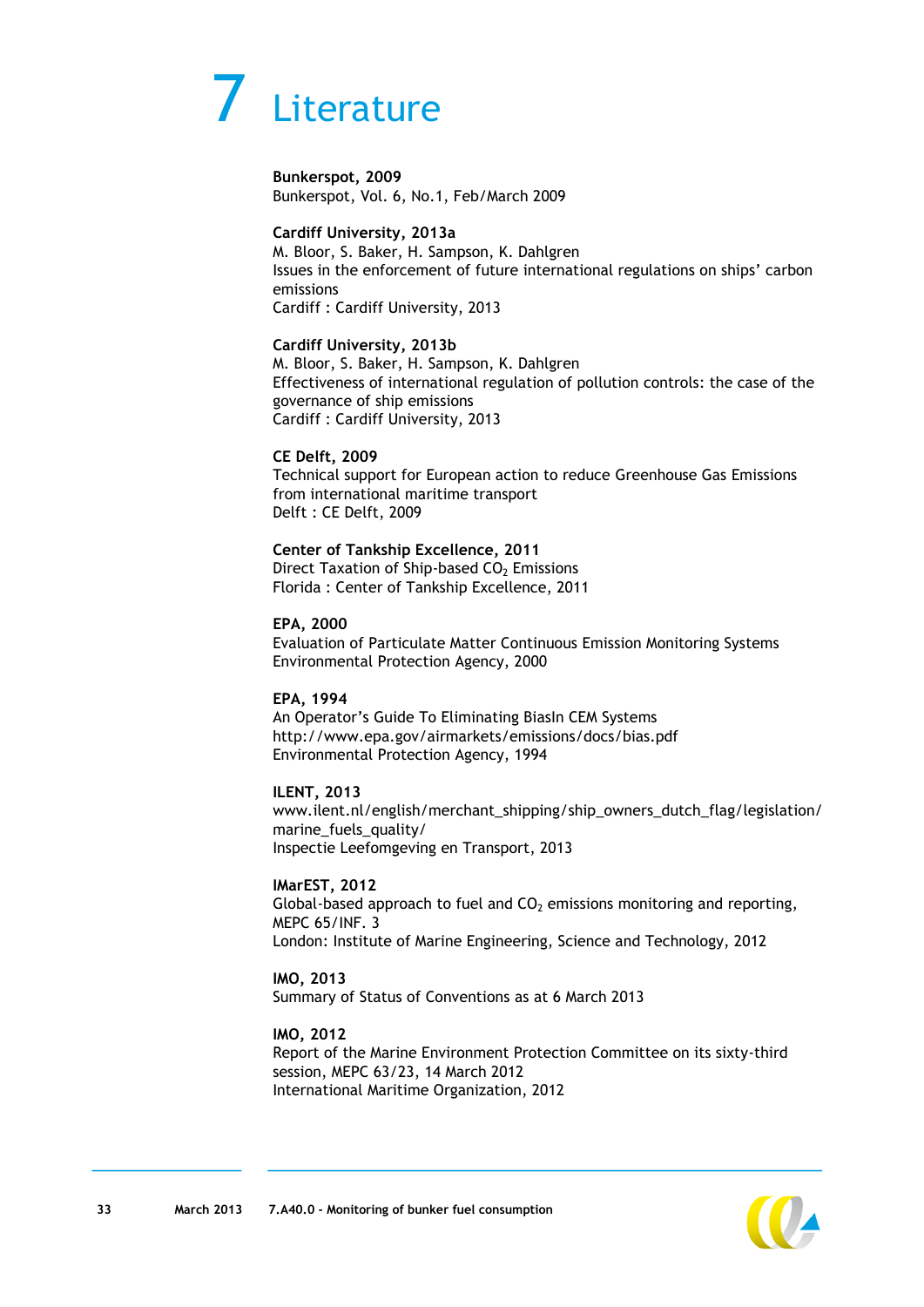# 7 Literature

**Bunkerspot, 2009**
Bunkerspot, Vol. 6, No.1, Feb/March 2009

**Cardiff University, 2013a**
M. Bloor, S. Baker, H. Sampson, K. Dahlgren
Issues in the enforcement of future international regulations on ships' carbon emissions
Cardiff : Cardiff University, 2013

**Cardiff University, 2013b**
M. Bloor, S. Baker, H. Sampson, K. Dahlgren
Effectiveness of international regulation of pollution controls: the case of the governance of ship emissions
Cardiff : Cardiff University, 2013

**CE Delft, 2009**
Technical support for European action to reduce Greenhouse Gas Emissions from international maritime transport
Delft : CE Delft, 2009

**Center of Tankship Excellence, 2011**
Direct Taxation of Ship-based $CO_2$ Emissions
Florida : Center of Tankship Excellence, 2011

**EPA, 2000**
Evaluation of Particulate Matter Continuous Emission Monitoring Systems
Environmental Protection Agency, 2000

**EPA, 1994**
An Operator's Guide To Eliminating BiasIn CEM Systems
http://www.epa.gov/airmarkets/emissions/docs/bias.pdf
Environmental Protection Agency, 1994

**ILENT, 2013**
www.ilent.nl/english/merchant_shipping/ship_owners_dutch_flag/legislation/marine_fuels_quality/
Inspectie Leefomgeving en Transport, 2013

**IMarEST, 2012**
Global-based approach to fuel and $CO_2$ emissions monitoring and reporting, MEPC 65/INF. 3
London: Institute of Marine Engineering, Science and Technology, 2012

**IMO, 2013**
Summary of Status of Conventions as at 6 March 2013

**IMO, 2012**
Report of the Marine Environment Protection Committee on its sixty-third session, MEPC 63/23, 14 March 2012
International Maritime Organization, 2012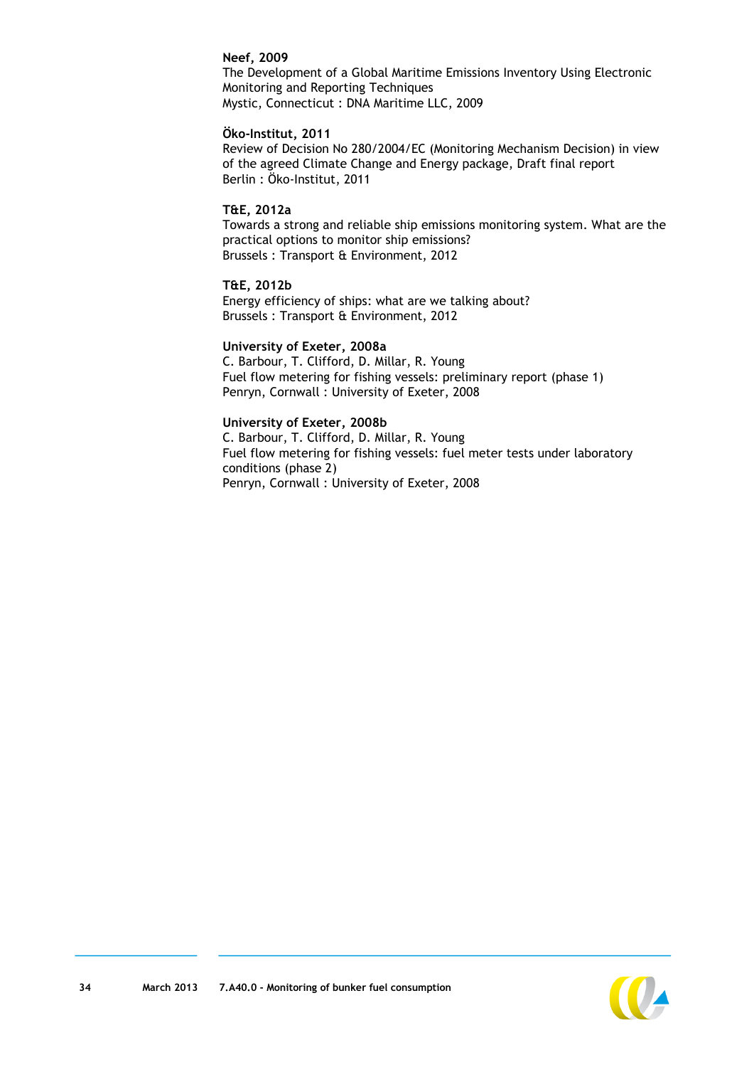**Neef, 2009**
The Development of a Global Maritime Emissions Inventory Using Electronic Monitoring and Reporting Techniques
Mystic, Connecticut : DNA Maritime LLC, 2009

**Öko-Institut, 2011**
Review of Decision No 280/2004/EC (Monitoring Mechanism Decision) in view of the agreed Climate Change and Energy package, Draft final report
Berlin : Öko-Institut, 2011

**T&E, 2012a**
Towards a strong and reliable ship emissions monitoring system. What are the practical options to monitor ship emissions?
Brussels : Transport & Environment, 2012

**T&E, 2012b**
Energy efficiency of ships: what are we talking about?
Brussels : Transport & Environment, 2012

**University of Exeter, 2008a**
C. Barbour, T. Clifford, D. Millar, R. Young
Fuel flow metering for fishing vessels: preliminary report (phase 1)
Penryn, Cornwall : University of Exeter, 2008

**University of Exeter, 2008b**
C. Barbour, T. Clifford, D. Millar, R. Young
Fuel flow metering for fishing vessels: fuel meter tests under laboratory conditions (phase 2)
Penryn, Cornwall : University of Exeter, 2008